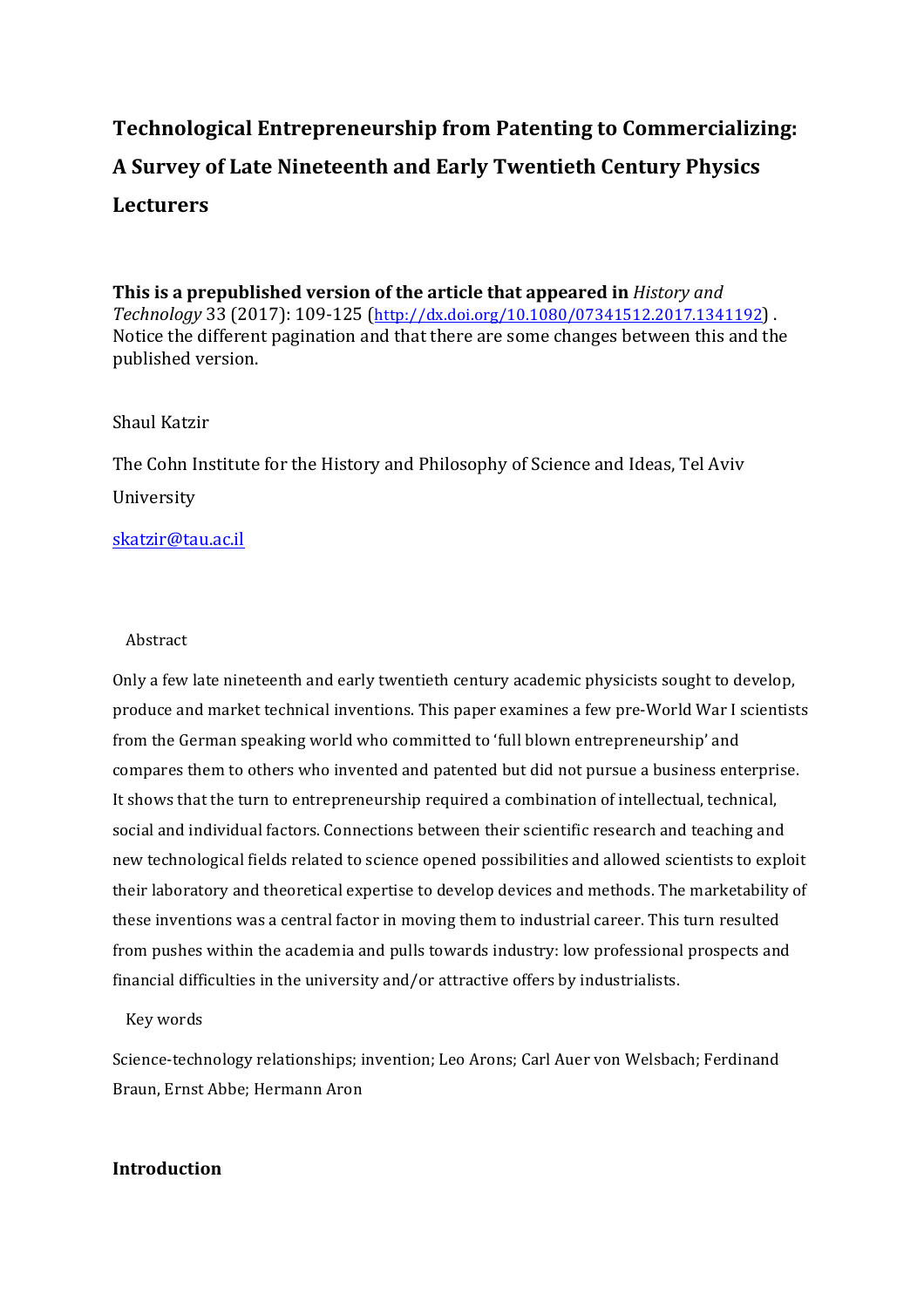# Technological Entrepreneurship from Patenting to Commercializing: A Survey of Late Nineteenth and Early Twentieth Century Physics Lecturers

**This is a prepublished version of the article that appeared in** *History and Technology* 33 (2017): 109-125 (http://dx.doi.org/10.1080/07341512.2017.1341192) . Notice the different pagination and that there are some changes between this and the published version.

Shaul Katzir

The Cohn Institute for the History and Philosophy of Science and Ideas, Tel Aviv University

skatzir@tau.ac.il

Abstract

Only a few late nineteenth and early twentieth century academic physicists sought to develop, produce and market technical inventions. This paper examines a few pre-World War I scientists from the German speaking world who committed to 'full blown entrepreneurship' and compares them to others who invented and patented but did not pursue a business enterprise. It shows that the turn to entrepreneurship required a combination of intellectual, technical, social and individual factors. Connections between their scientific research and teaching and new technological fields related to science opened possibilities and allowed scientists to exploit their laboratory and theoretical expertise to develop devices and methods. The marketability of these inventions was a central factor in moving them to industrial career. This turn resulted from pushes within the academia and pulls towards industry: low professional prospects and financial difficulties in the university and/or attractive offers by industrialists.

Key words

Science-technology relationships; invention; Leo Arons; Carl Auer von Welsbach; Ferdinand Braun, Ernst Abbe; Hermann Aron

## Introduction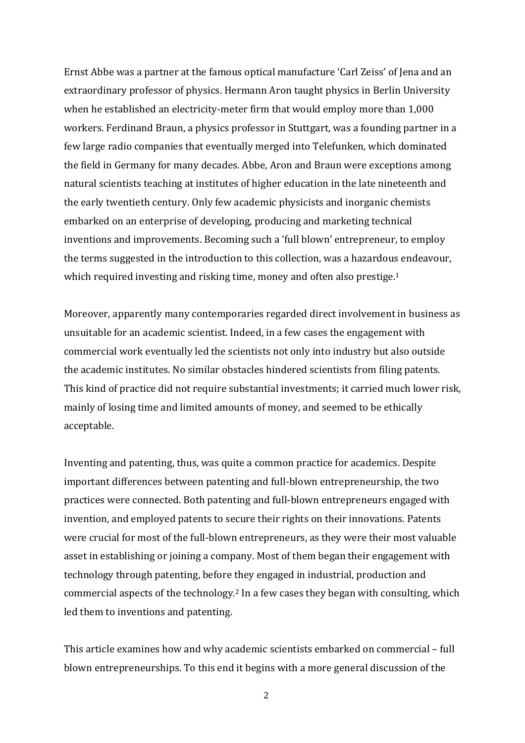Ernst Abbe was a partner at the famous optical manufacture 'Carl Zeiss' of Jena and an extraordinary professor of physics. Hermann Aron taught physics in Berlin University when he established an electricity-meter firm that would employ more than 1,000 workers. Ferdinand Braun, a physics professor in Stuttgart, was a founding partner in a few large radio companies that eventually merged into Telefunken, which dominated the field in Germany for many decades. Abbe, Aron and Braun were exceptions among natural scientists teaching at institutes of higher education in the late nineteenth and the early twentieth century. Only few academic physicists and inorganic chemists embarked on an enterprise of developing, producing and marketing technical inventions and improvements. Becoming such a 'full blown' entrepreneur, to employ the terms suggested in the introduction to this collection, was a hazardous endeavour, which required investing and risking time, money and often also prestige.[1]

Moreover, apparently many contemporaries regarded direct involvement in business as unsuitable for an academic scientist. Indeed, in a few cases the engagement with commercial work eventually led the scientists not only into industry but also outside the academic institutes. No similar obstacles hindered scientists from filing patents. This kind of practice did not require substantial investments; it carried much lower risk, mainly of losing time and limited amounts of money, and seemed to be ethically acceptable.

Inventing and patenting, thus, was quite a common practice for academics. Despite important differences between patenting and full-blown entrepreneurship, the two practices were connected. Both patenting and full-blown entrepreneurs engaged with invention, and employed patents to secure their rights on their innovations. Patents were crucial for most of the full-blown entrepreneurs, as they were their most valuable asset in establishing or joining a company. Most of them began their engagement with technology through patenting, before they engaged in industrial, production and commercial aspects of the technology.[2] In a few cases they began with consulting, which led them to inventions and patenting.

This article examines how and why academic scientists embarked on commercial – full blown entrepreneurships. To this end it begins with a more general discussion of the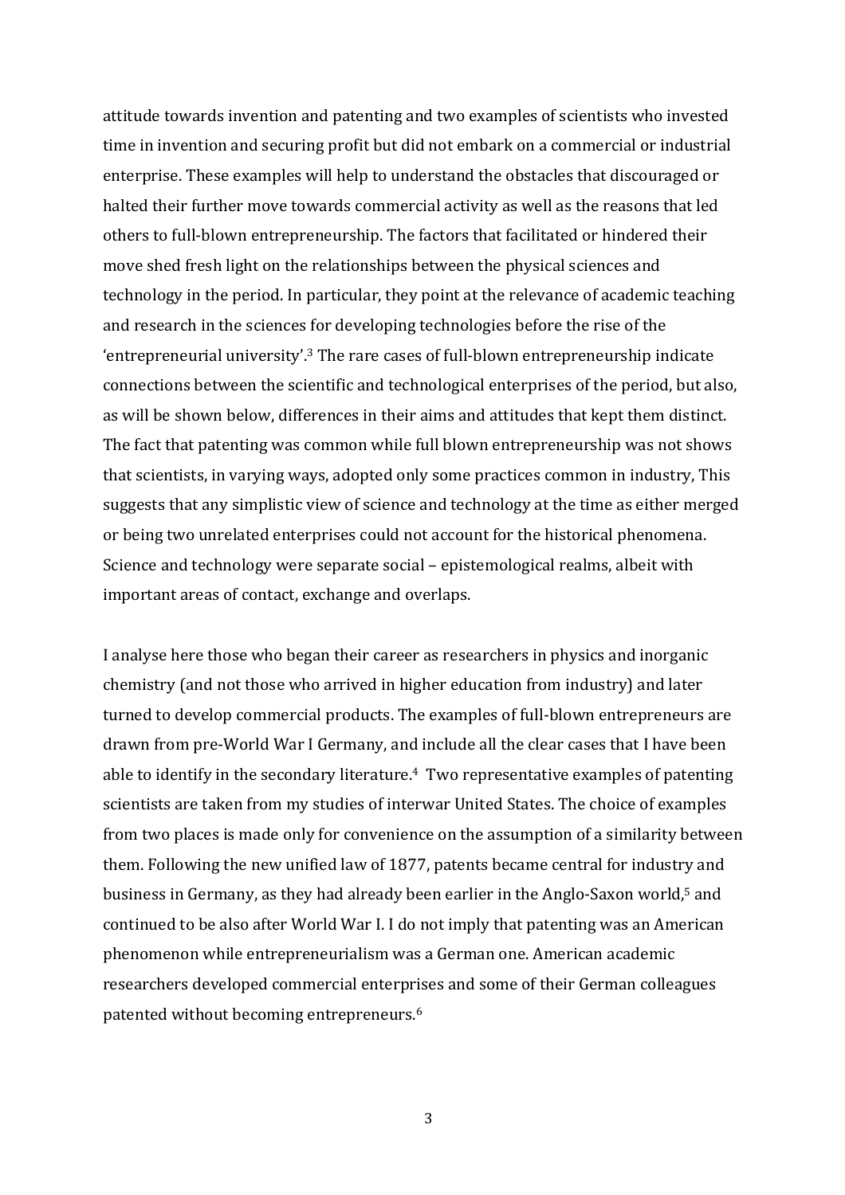attitude towards invention and patenting and two examples of scientists who invested time in invention and securing profit but did not embark on a commercial or industrial enterprise. These examples will help to understand the obstacles that discouraged or halted their further move towards commercial activity as well as the reasons that led others to full-blown entrepreneurship. The factors that facilitated or hindered their move shed fresh light on the relationships between the physical sciences and technology in the period. In particular, they point at the relevance of academic teaching and research in the sciences for developing technologies before the rise of the 'entrepreneurial university'.[3] The rare cases of full-blown entrepreneurship indicate connections between the scientific and technological enterprises of the period, but also, as will be shown below, differences in their aims and attitudes that kept them distinct. The fact that patenting was common while full blown entrepreneurship was not shows that scientists, in varying ways, adopted only some practices common in industry, This suggests that any simplistic view of science and technology at the time as either merged or being two unrelated enterprises could not account for the historical phenomena. Science and technology were separate social – epistemological realms, albeit with important areas of contact, exchange and overlaps.

I analyse here those who began their career as researchers in physics and inorganic chemistry (and not those who arrived in higher education from industry) and later turned to develop commercial products. The examples of full-blown entrepreneurs are drawn from pre-World War I Germany, and include all the clear cases that I have been able to identify in the secondary literature.[4] Two representative examples of patenting scientists are taken from my studies of interwar United States. The choice of examples from two places is made only for convenience on the assumption of a similarity between them. Following the new unified law of 1877, patents became central for industry and business in Germany, as they had already been earlier in the Anglo-Saxon world,[5] and continued to be also after World War I. I do not imply that patenting was an American phenomenon while entrepreneurialism was a German one. American academic researchers developed commercial enterprises and some of their German colleagues patented without becoming entrepreneurs.[6]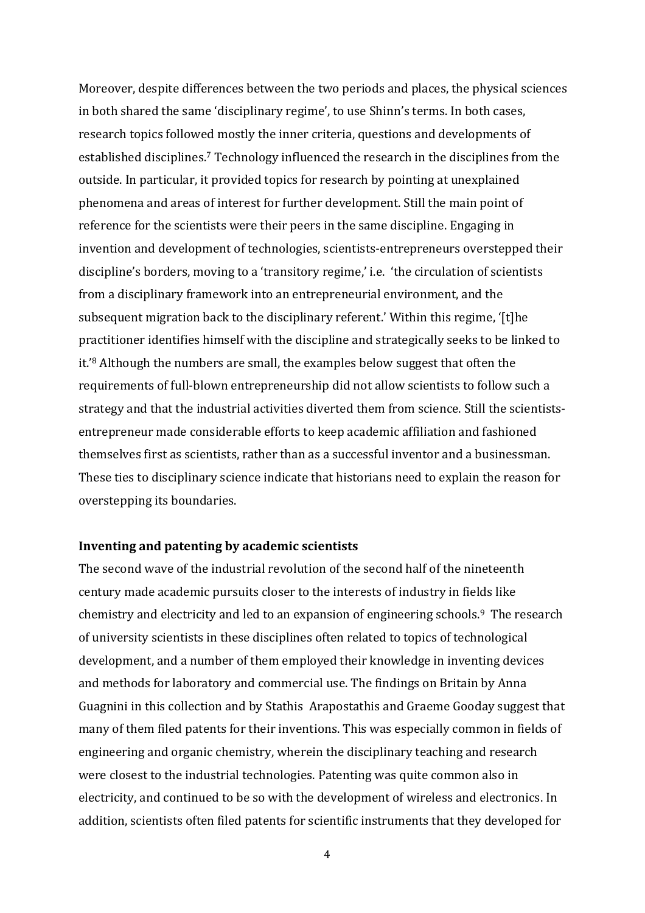Moreover, despite differences between the two periods and places, the physical sciences in both shared the same 'disciplinary regime', to use Shinn's terms. In both cases, research topics followed mostly the inner criteria, questions and developments of established disciplines.[7] Technology influenced the research in the disciplines from the outside. In particular, it provided topics for research by pointing at unexplained phenomena and areas of interest for further development. Still the main point of reference for the scientists were their peers in the same discipline. Engaging in invention and development of technologies, scientists-entrepreneurs overstepped their discipline's borders, moving to a 'transitory regime,' i.e. 'the circulation of scientists from a disciplinary framework into an entrepreneurial environment, and the subsequent migration back to the disciplinary referent.' Within this regime, '[t]he practitioner identifies himself with the discipline and strategically seeks to be linked to it.'[8] Although the numbers are small, the examples below suggest that often the requirements of full-blown entrepreneurship did not allow scientists to follow such a strategy and that the industrial activities diverted them from science. Still the scientists-entrepreneur made considerable efforts to keep academic affiliation and fashioned themselves first as scientists, rather than as a successful inventor and a businessman. These ties to disciplinary science indicate that historians need to explain the reason for overstepping its boundaries.

**Inventing and patenting by academic scientists**

The second wave of the industrial revolution of the second half of the nineteenth century made academic pursuits closer to the interests of industry in fields like chemistry and electricity and led to an expansion of engineering schools.[9] The research of university scientists in these disciplines often related to topics of technological development, and a number of them employed their knowledge in inventing devices and methods for laboratory and commercial use. The findings on Britain by Anna Guagnini in this collection and by Stathis Arapostathis and Graeme Gooday suggest that many of them filed patents for their inventions. This was especially common in fields of engineering and organic chemistry, wherein the disciplinary teaching and research were closest to the industrial technologies. Patenting was quite common also in electricity, and continued to be so with the development of wireless and electronics. In addition, scientists often filed patents for scientific instruments that they developed for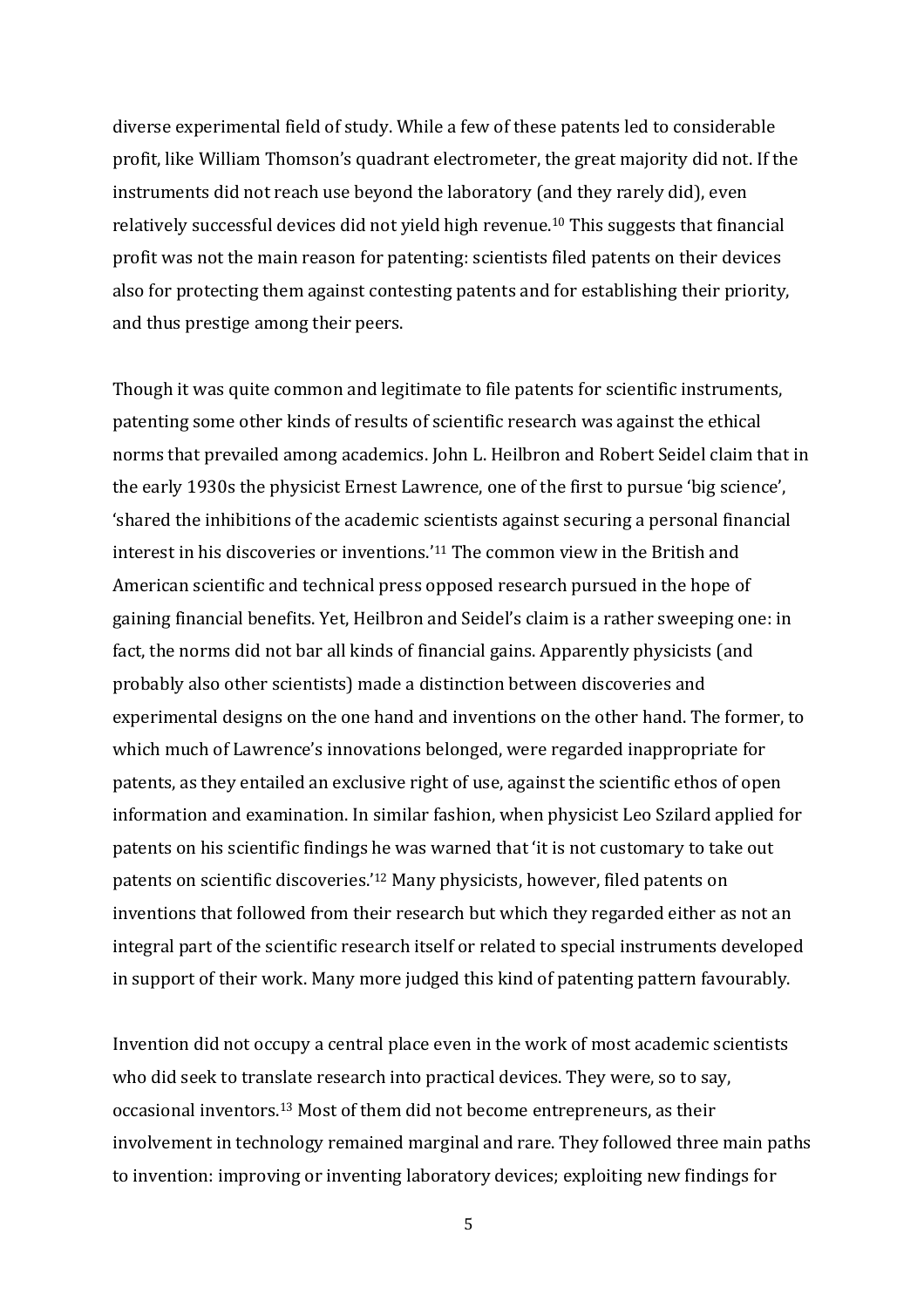diverse experimental field of study. While a few of these patents led to considerable profit, like William Thomson's quadrant electrometer, the great majority did not. If the instruments did not reach use beyond the laboratory (and they rarely did), even relatively successful devices did not yield high revenue.[10] This suggests that financial profit was not the main reason for patenting: scientists filed patents on their devices also for protecting them against contesting patents and for establishing their priority, and thus prestige among their peers.

Though it was quite common and legitimate to file patents for scientific instruments, patenting some other kinds of results of scientific research was against the ethical norms that prevailed among academics. John L. Heilbron and Robert Seidel claim that in the early 1930s the physicist Ernest Lawrence, one of the first to pursue 'big science', 'shared the inhibitions of the academic scientists against securing a personal financial interest in his discoveries or inventions.'[11] The common view in the British and American scientific and technical press opposed research pursued in the hope of gaining financial benefits. Yet, Heilbron and Seidel's claim is a rather sweeping one: in fact, the norms did not bar all kinds of financial gains. Apparently physicists (and probably also other scientists) made a distinction between discoveries and experimental designs on the one hand and inventions on the other hand. The former, to which much of Lawrence's innovations belonged, were regarded inappropriate for patents, as they entailed an exclusive right of use, against the scientific ethos of open information and examination. In similar fashion, when physicist Leo Szilard applied for patents on his scientific findings he was warned that 'it is not customary to take out patents on scientific discoveries.'[12] Many physicists, however, filed patents on inventions that followed from their research but which they regarded either as not an integral part of the scientific research itself or related to special instruments developed in support of their work. Many more judged this kind of patenting pattern favourably.

Invention did not occupy a central place even in the work of most academic scientists who did seek to translate research into practical devices. They were, so to say, occasional inventors.[13] Most of them did not become entrepreneurs, as their involvement in technology remained marginal and rare. They followed three main paths to invention: improving or inventing laboratory devices; exploiting new findings for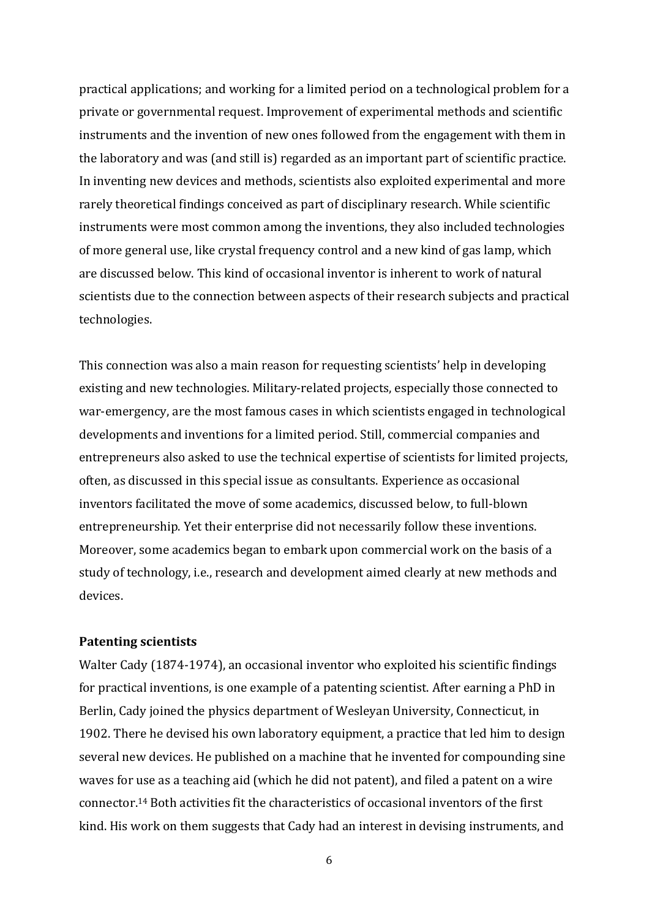practical applications; and working for a limited period on a technological problem for a private or governmental request. Improvement of experimental methods and scientific instruments and the invention of new ones followed from the engagement with them in the laboratory and was (and still is) regarded as an important part of scientific practice. In inventing new devices and methods, scientists also exploited experimental and more rarely theoretical findings conceived as part of disciplinary research. While scientific instruments were most common among the inventions, they also included technologies of more general use, like crystal frequency control and a new kind of gas lamp, which are discussed below. This kind of occasional inventor is inherent to work of natural scientists due to the connection between aspects of their research subjects and practical technologies.

This connection was also a main reason for requesting scientists' help in developing existing and new technologies. Military-related projects, especially those connected to war-emergency, are the most famous cases in which scientists engaged in technological developments and inventions for a limited period. Still, commercial companies and entrepreneurs also asked to use the technical expertise of scientists for limited projects, often, as discussed in this special issue as consultants. Experience as occasional inventors facilitated the move of some academics, discussed below, to full-blown entrepreneurship. Yet their enterprise did not necessarily follow these inventions. Moreover, some academics began to embark upon commercial work on the basis of a study of technology, i.e., research and development aimed clearly at new methods and devices.

**Patenting scientists**

Walter Cady (1874-1974), an occasional inventor who exploited his scientific findings for practical inventions, is one example of a patenting scientist. After earning a PhD in Berlin, Cady joined the physics department of Wesleyan University, Connecticut, in 1902. There he devised his own laboratory equipment, a practice that led him to design several new devices. He published on a machine that he invented for compounding sine waves for use as a teaching aid (which he did not patent), and filed a patent on a wire connector.[14] Both activities fit the characteristics of occasional inventors of the first kind. His work on them suggests that Cady had an interest in devising instruments, and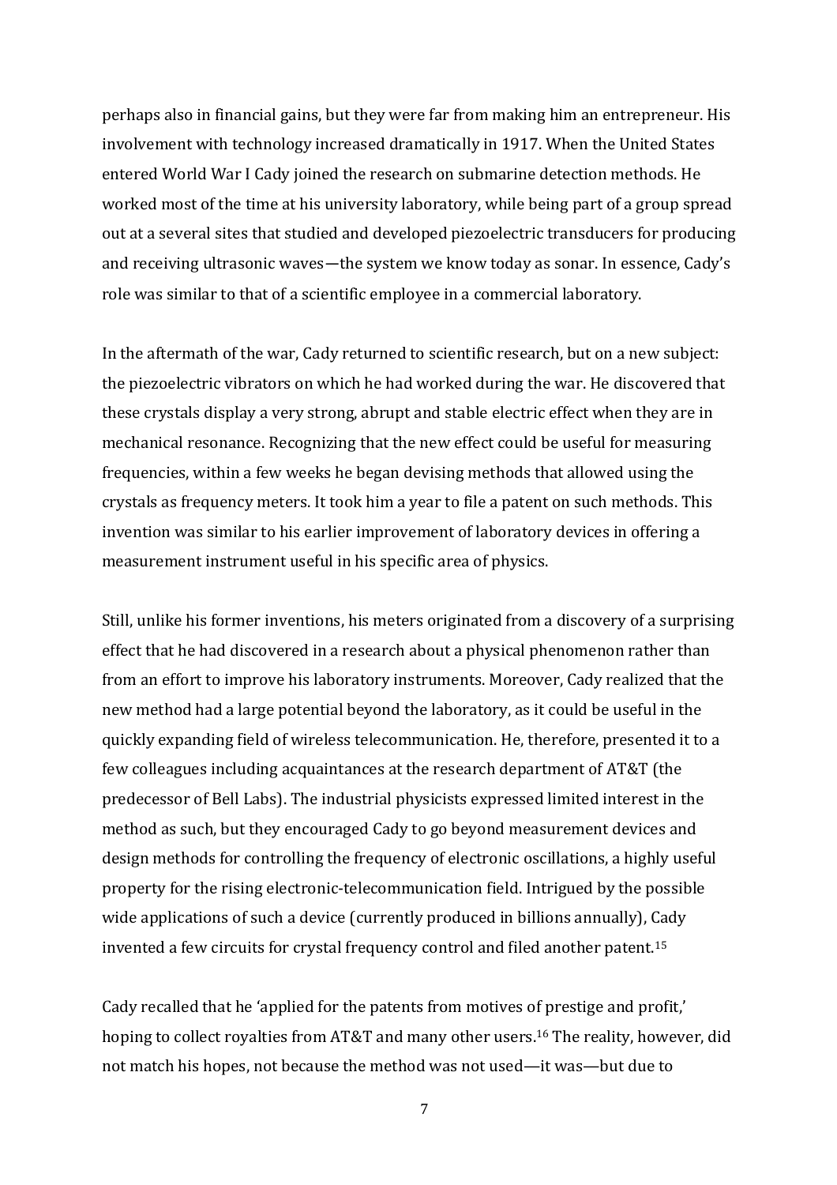perhaps also in financial gains, but they were far from making him an entrepreneur. His involvement with technology increased dramatically in 1917. When the United States entered World War I Cady joined the research on submarine detection methods. He worked most of the time at his university laboratory, while being part of a group spread out at a several sites that studied and developed piezoelectric transducers for producing and receiving ultrasonic waves—the system we know today as sonar. In essence, Cady's role was similar to that of a scientific employee in a commercial laboratory.

In the aftermath of the war, Cady returned to scientific research, but on a new subject: the piezoelectric vibrators on which he had worked during the war. He discovered that these crystals display a very strong, abrupt and stable electric effect when they are in mechanical resonance. Recognizing that the new effect could be useful for measuring frequencies, within a few weeks he began devising methods that allowed using the crystals as frequency meters. It took him a year to file a patent on such methods. This invention was similar to his earlier improvement of laboratory devices in offering a measurement instrument useful in his specific area of physics.

Still, unlike his former inventions, his meters originated from a discovery of a surprising effect that he had discovered in a research about a physical phenomenon rather than from an effort to improve his laboratory instruments. Moreover, Cady realized that the new method had a large potential beyond the laboratory, as it could be useful in the quickly expanding field of wireless telecommunication. He, therefore, presented it to a few colleagues including acquaintances at the research department of AT&T (the predecessor of Bell Labs). The industrial physicists expressed limited interest in the method as such, but they encouraged Cady to go beyond measurement devices and design methods for controlling the frequency of electronic oscillations, a highly useful property for the rising electronic-telecommunication field. Intrigued by the possible wide applications of such a device (currently produced in billions annually), Cady invented a few circuits for crystal frequency control and filed another patent.[15]

Cady recalled that he 'applied for the patents from motives of prestige and profit,' hoping to collect royalties from AT&T and many other users.[16] The reality, however, did not match his hopes, not because the method was not used—it was—but due to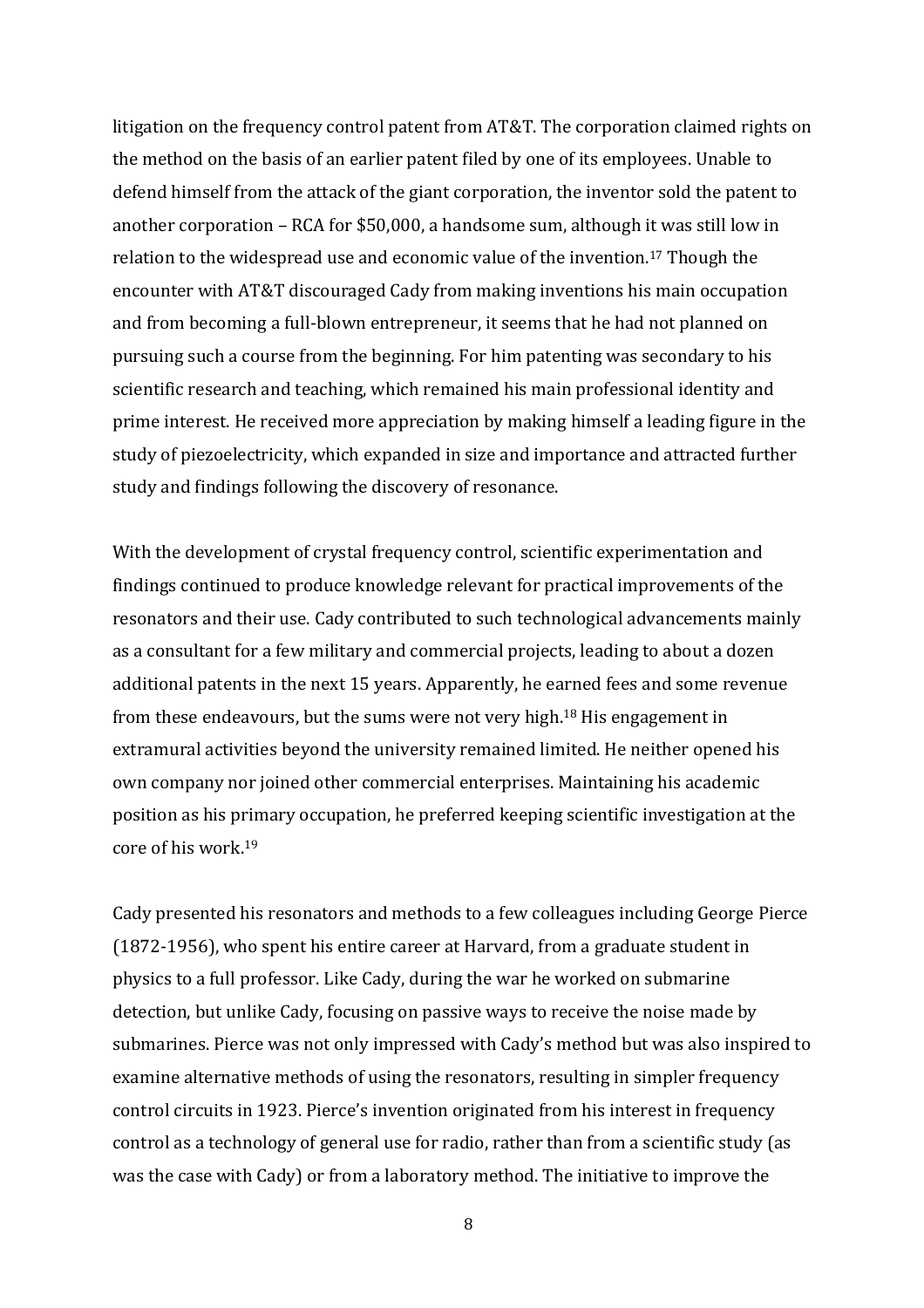litigation on the frequency control patent from AT&T. The corporation claimed rights on the method on the basis of an earlier patent filed by one of its employees. Unable to defend himself from the attack of the giant corporation, the inventor sold the patent to another corporation – RCA for $50,000, a handsome sum, although it was still low in relation to the widespread use and economic value of the invention.[17] Though the encounter with AT&T discouraged Cady from making inventions his main occupation and from becoming a full-blown entrepreneur, it seems that he had not planned on pursuing such a course from the beginning. For him patenting was secondary to his scientific research and teaching, which remained his main professional identity and prime interest. He received more appreciation by making himself a leading figure in the study of piezoelectricity, which expanded in size and importance and attracted further study and findings following the discovery of resonance.

With the development of crystal frequency control, scientific experimentation and findings continued to produce knowledge relevant for practical improvements of the resonators and their use. Cady contributed to such technological advancements mainly as a consultant for a few military and commercial projects, leading to about a dozen additional patents in the next 15 years. Apparently, he earned fees and some revenue from these endeavours, but the sums were not very high.[18] His engagement in extramural activities beyond the university remained limited. He neither opened his own company nor joined other commercial enterprises. Maintaining his academic position as his primary occupation, he preferred keeping scientific investigation at the core of his work.[19]

Cady presented his resonators and methods to a few colleagues including George Pierce (1872-1956), who spent his entire career at Harvard, from a graduate student in physics to a full professor. Like Cady, during the war he worked on submarine detection, but unlike Cady, focusing on passive ways to receive the noise made by submarines. Pierce was not only impressed with Cady's method but was also inspired to examine alternative methods of using the resonators, resulting in simpler frequency control circuits in 1923. Pierce's invention originated from his interest in frequency control as a technology of general use for radio, rather than from a scientific study (as was the case with Cady) or from a laboratory method. The initiative to improve the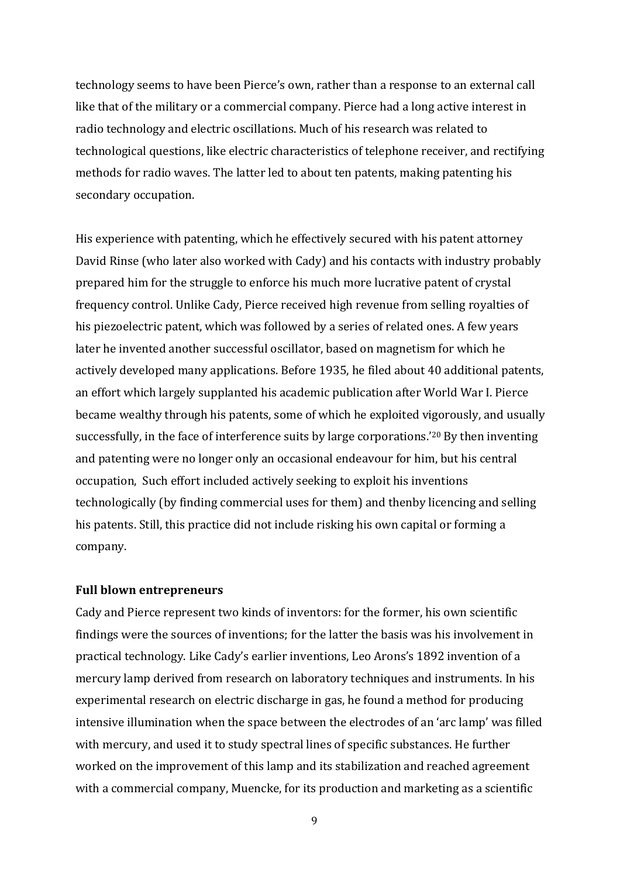technology seems to have been Pierce's own, rather than a response to an external call like that of the military or a commercial company. Pierce had a long active interest in radio technology and electric oscillations. Much of his research was related to technological questions, like electric characteristics of telephone receiver, and rectifying methods for radio waves. The latter led to about ten patents, making patenting his secondary occupation.

His experience with patenting, which he effectively secured with his patent attorney David Rinse (who later also worked with Cady) and his contacts with industry probably prepared him for the struggle to enforce his much more lucrative patent of crystal frequency control. Unlike Cady, Pierce received high revenue from selling royalties of his piezoelectric patent, which was followed by a series of related ones. A few years later he invented another successful oscillator, based on magnetism for which he actively developed many applications. Before 1935, he filed about 40 additional patents, an effort which largely supplanted his academic publication after World War I. Pierce became wealthy through his patents, some of which he exploited vigorously, and usually successfully, in the face of interference suits by large corporations.'[20] By then inventing and patenting were no longer only an occasional endeavour for him, but his central occupation, Such effort included actively seeking to exploit his inventions technologically (by finding commercial uses for them) and thenby licencing and selling his patents. Still, this practice did not include risking his own capital or forming a company.

**Full blown entrepreneurs**

Cady and Pierce represent two kinds of inventors: for the former, his own scientific findings were the sources of inventions; for the latter the basis was his involvement in practical technology. Like Cady's earlier inventions, Leo Arons's 1892 invention of a mercury lamp derived from research on laboratory techniques and instruments. In his experimental research on electric discharge in gas, he found a method for producing intensive illumination when the space between the electrodes of an 'arc lamp' was filled with mercury, and used it to study spectral lines of specific substances. He further worked on the improvement of this lamp and its stabilization and reached agreement with a commercial company, Muencke, for its production and marketing as a scientific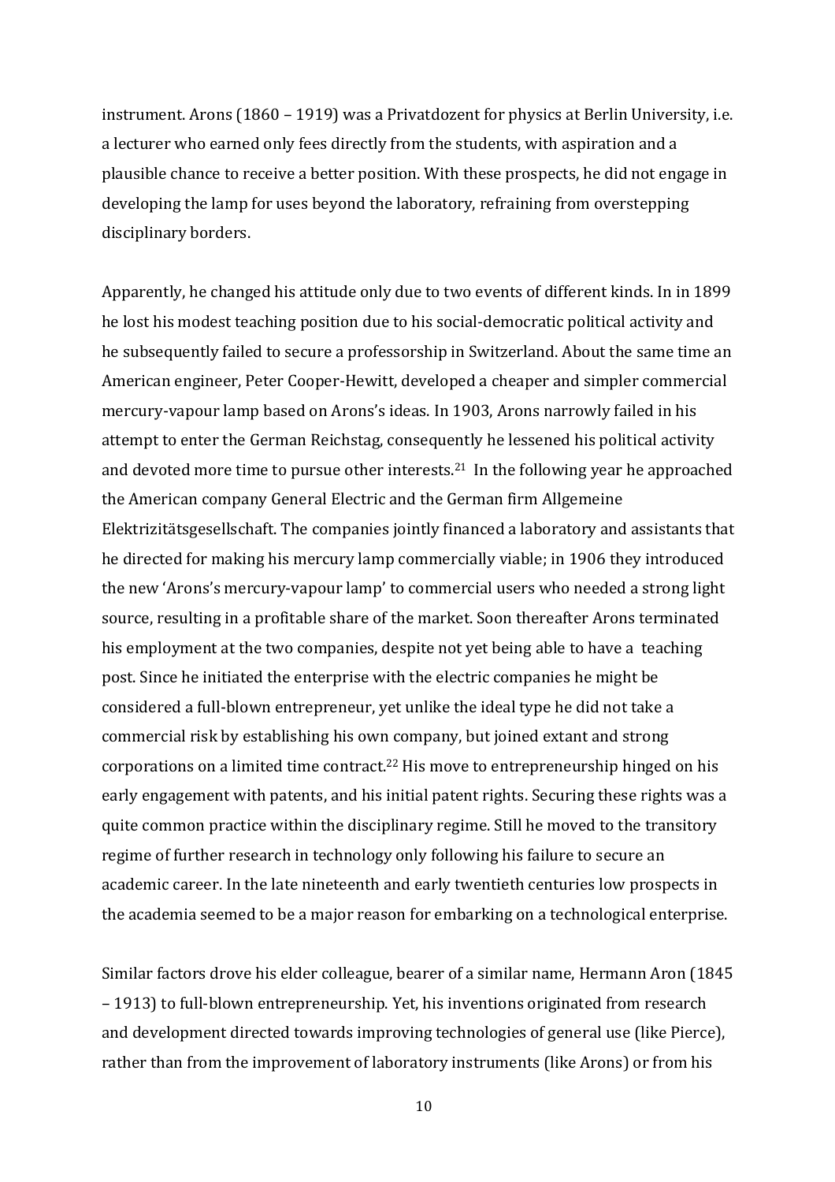instrument. Arons (1860 – 1919) was a Privatdozent for physics at Berlin University, i.e. a lecturer who earned only fees directly from the students, with aspiration and a plausible chance to receive a better position. With these prospects, he did not engage in developing the lamp for uses beyond the laboratory, refraining from overstepping disciplinary borders.

Apparently, he changed his attitude only due to two events of different kinds. In in 1899 he lost his modest teaching position due to his social-democratic political activity and he subsequently failed to secure a professorship in Switzerland. About the same time an American engineer, Peter Cooper-Hewitt, developed a cheaper and simpler commercial mercury-vapour lamp based on Arons's ideas. In 1903, Arons narrowly failed in his attempt to enter the German Reichstag, consequently he lessened his political activity and devoted more time to pursue other interests.[21] In the following year he approached the American company General Electric and the German firm Allgemeine Elektrizitätsgesellschaft. The companies jointly financed a laboratory and assistants that he directed for making his mercury lamp commercially viable; in 1906 they introduced the new 'Arons's mercury-vapour lamp' to commercial users who needed a strong light source, resulting in a profitable share of the market. Soon thereafter Arons terminated his employment at the two companies, despite not yet being able to have a teaching post. Since he initiated the enterprise with the electric companies he might be considered a full-blown entrepreneur, yet unlike the ideal type he did not take a commercial risk by establishing his own company, but joined extant and strong corporations on a limited time contract.[22] His move to entrepreneurship hinged on his early engagement with patents, and his initial patent rights. Securing these rights was a quite common practice within the disciplinary regime. Still he moved to the transitory regime of further research in technology only following his failure to secure an academic career. In the late nineteenth and early twentieth centuries low prospects in the academia seemed to be a major reason for embarking on a technological enterprise.

Similar factors drove his elder colleague, bearer of a similar name, Hermann Aron (1845 – 1913) to full-blown entrepreneurship. Yet, his inventions originated from research and development directed towards improving technologies of general use (like Pierce), rather than from the improvement of laboratory instruments (like Arons) or from his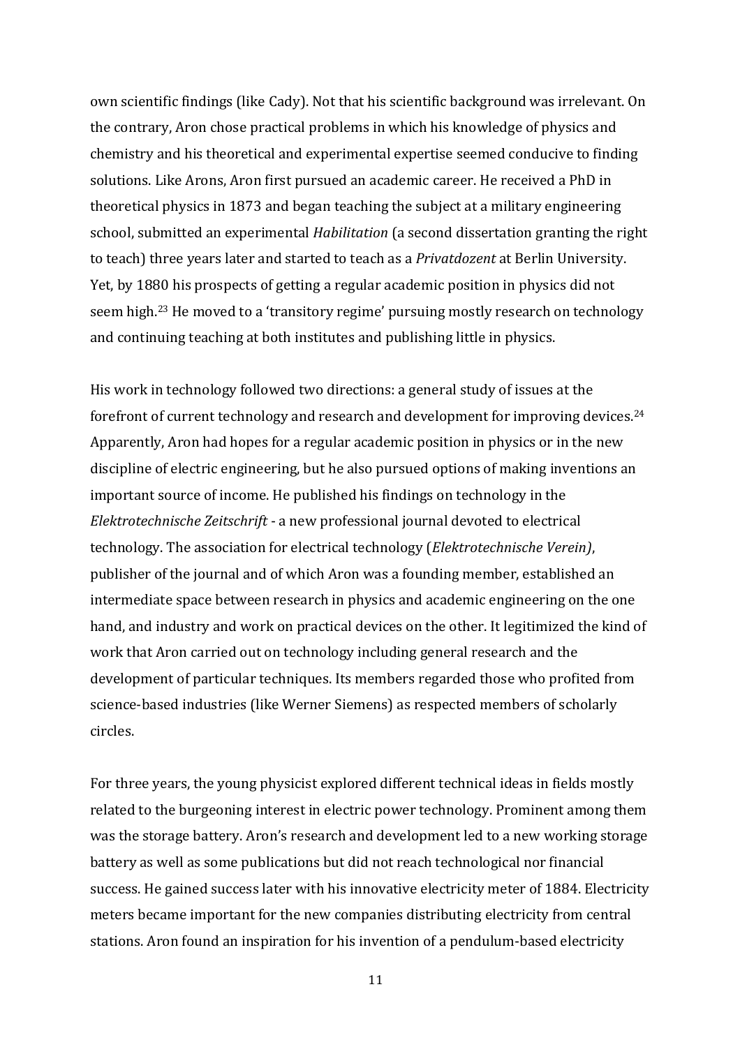own scientific findings (like Cady). Not that his scientific background was irrelevant. On the contrary, Aron chose practical problems in which his knowledge of physics and chemistry and his theoretical and experimental expertise seemed conducive to finding solutions. Like Arons, Aron first pursued an academic career. He received a PhD in theoretical physics in 1873 and began teaching the subject at a military engineering school, submitted an experimental *Habilitation* (a second dissertation granting the right to teach) three years later and started to teach as a *Privatdozent* at Berlin University. Yet, by 1880 his prospects of getting a regular academic position in physics did not seem high.[23] He moved to a 'transitory regime' pursuing mostly research on technology and continuing teaching at both institutes and publishing little in physics.

His work in technology followed two directions: a general study of issues at the forefront of current technology and research and development for improving devices.[24] Apparently, Aron had hopes for a regular academic position in physics or in the new discipline of electric engineering, but he also pursued options of making inventions an important source of income. He published his findings on technology in the *Elektrotechnische Zeitschrift* - a new professional journal devoted to electrical technology. The association for electrical technology (*Elektrotechnische Verein)*, publisher of the journal and of which Aron was a founding member, established an intermediate space between research in physics and academic engineering on the one hand, and industry and work on practical devices on the other. It legitimized the kind of work that Aron carried out on technology including general research and the development of particular techniques. Its members regarded those who profited from science-based industries (like Werner Siemens) as respected members of scholarly circles.

For three years, the young physicist explored different technical ideas in fields mostly related to the burgeoning interest in electric power technology. Prominent among them was the storage battery. Aron's research and development led to a new working storage battery as well as some publications but did not reach technological nor financial success. He gained success later with his innovative electricity meter of 1884. Electricity meters became important for the new companies distributing electricity from central stations. Aron found an inspiration for his invention of a pendulum-based electricity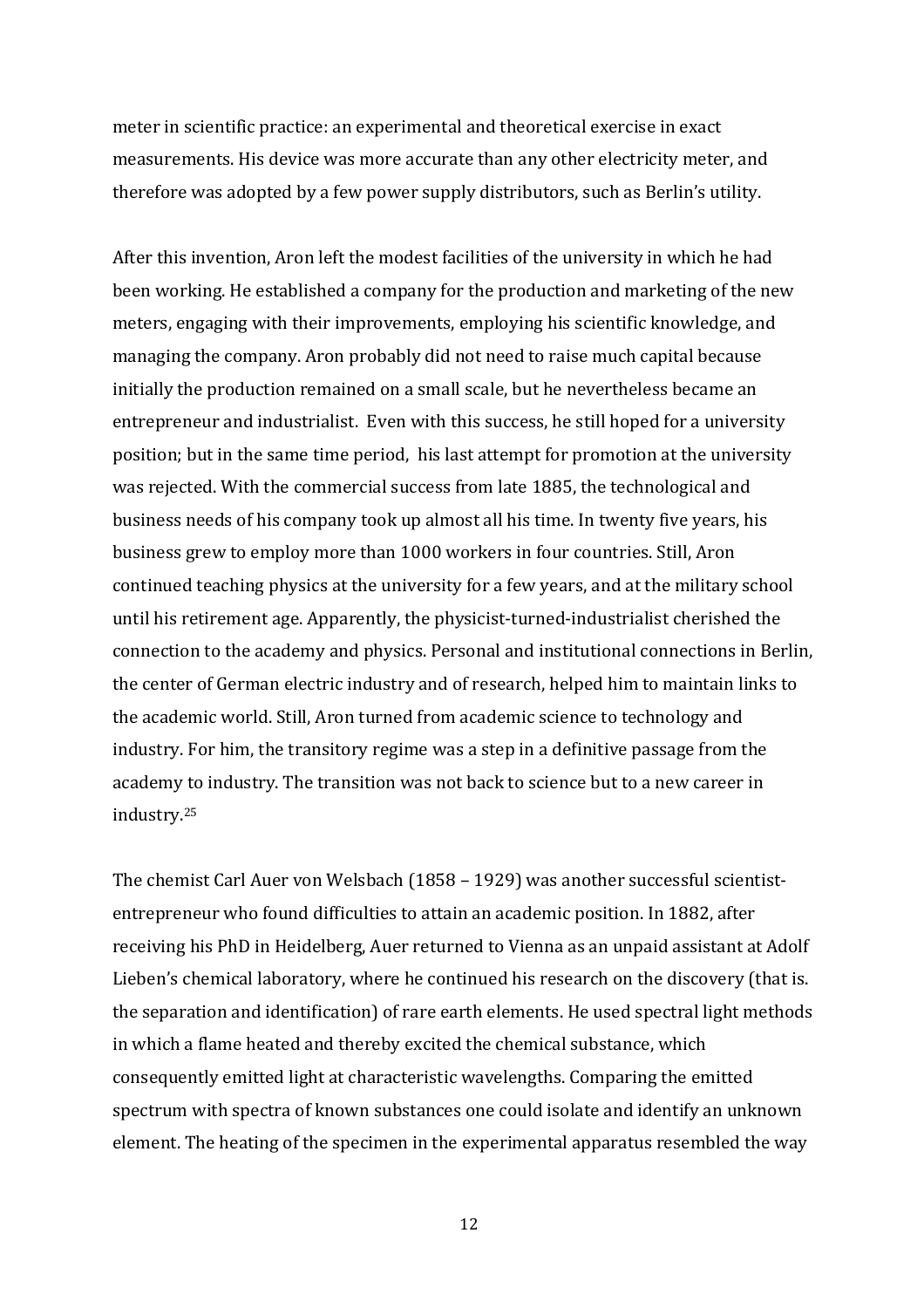meter in scientific practice: an experimental and theoretical exercise in exact measurements. His device was more accurate than any other electricity meter, and therefore was adopted by a few power supply distributors, such as Berlin's utility.

After this invention, Aron left the modest facilities of the university in which he had been working. He established a company for the production and marketing of the new meters, engaging with their improvements, employing his scientific knowledge, and managing the company. Aron probably did not need to raise much capital because initially the production remained on a small scale, but he nevertheless became an entrepreneur and industrialist. Even with this success, he still hoped for a university position; but in the same time period, his last attempt for promotion at the university was rejected. With the commercial success from late 1885, the technological and business needs of his company took up almost all his time. In twenty five years, his business grew to employ more than 1000 workers in four countries. Still, Aron continued teaching physics at the university for a few years, and at the military school until his retirement age. Apparently, the physicist-turned-industrialist cherished the connection to the academy and physics. Personal and institutional connections in Berlin, the center of German electric industry and of research, helped him to maintain links to the academic world. Still, Aron turned from academic science to technology and industry. For him, the transitory regime was a step in a definitive passage from the academy to industry. The transition was not back to science but to a new career in industry.[25]

The chemist Carl Auer von Welsbach (1858 – 1929) was another successful scientist-entrepreneur who found difficulties to attain an academic position. In 1882, after receiving his PhD in Heidelberg, Auer returned to Vienna as an unpaid assistant at Adolf Lieben's chemical laboratory, where he continued his research on the discovery (that is. the separation and identification) of rare earth elements. He used spectral light methods in which a flame heated and thereby excited the chemical substance, which consequently emitted light at characteristic wavelengths. Comparing the emitted spectrum with spectra of known substances one could isolate and identify an unknown element. The heating of the specimen in the experimental apparatus resembled the way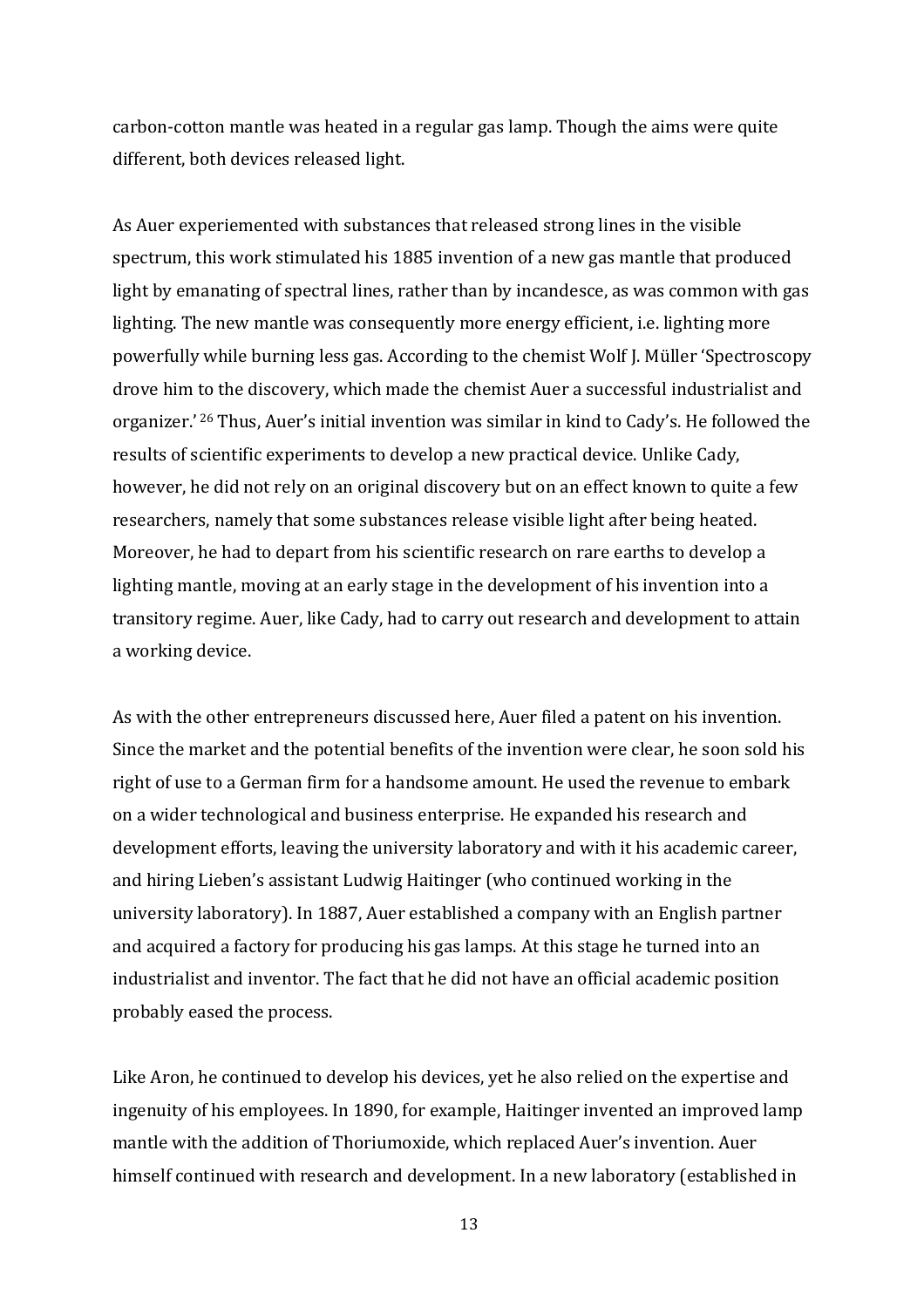carbon-cotton mantle was heated in a regular gas lamp. Though the aims were quite different, both devices released light.

As Auer experiemented with substances that released strong lines in the visible spectrum, this work stimulated his 1885 invention of a new gas mantle that produced light by emanating of spectral lines, rather than by incandesce, as was common with gas lighting. The new mantle was consequently more energy efficient, i.e. lighting more powerfully while burning less gas. According to the chemist Wolf J. Müller 'Spectroscopy drove him to the discovery, which made the chemist Auer a successful industrialist and organizer.' [26] Thus, Auer's initial invention was similar in kind to Cady's. He followed the results of scientific experiments to develop a new practical device. Unlike Cady, however, he did not rely on an original discovery but on an effect known to quite a few researchers, namely that some substances release visible light after being heated. Moreover, he had to depart from his scientific research on rare earths to develop a lighting mantle, moving at an early stage in the development of his invention into a transitory regime. Auer, like Cady, had to carry out research and development to attain a working device.

As with the other entrepreneurs discussed here, Auer filed a patent on his invention. Since the market and the potential benefits of the invention were clear, he soon sold his right of use to a German firm for a handsome amount. He used the revenue to embark on a wider technological and business enterprise. He expanded his research and development efforts, leaving the university laboratory and with it his academic career, and hiring Lieben's assistant Ludwig Haitinger (who continued working in the university laboratory). In 1887, Auer established a company with an English partner and acquired a factory for producing his gas lamps. At this stage he turned into an industrialist and inventor. The fact that he did not have an official academic position probably eased the process.

Like Aron, he continued to develop his devices, yet he also relied on the expertise and ingenuity of his employees. In 1890, for example, Haitinger invented an improved lamp mantle with the addition of Thoriumoxide, which replaced Auer's invention. Auer himself continued with research and development. In a new laboratory (established in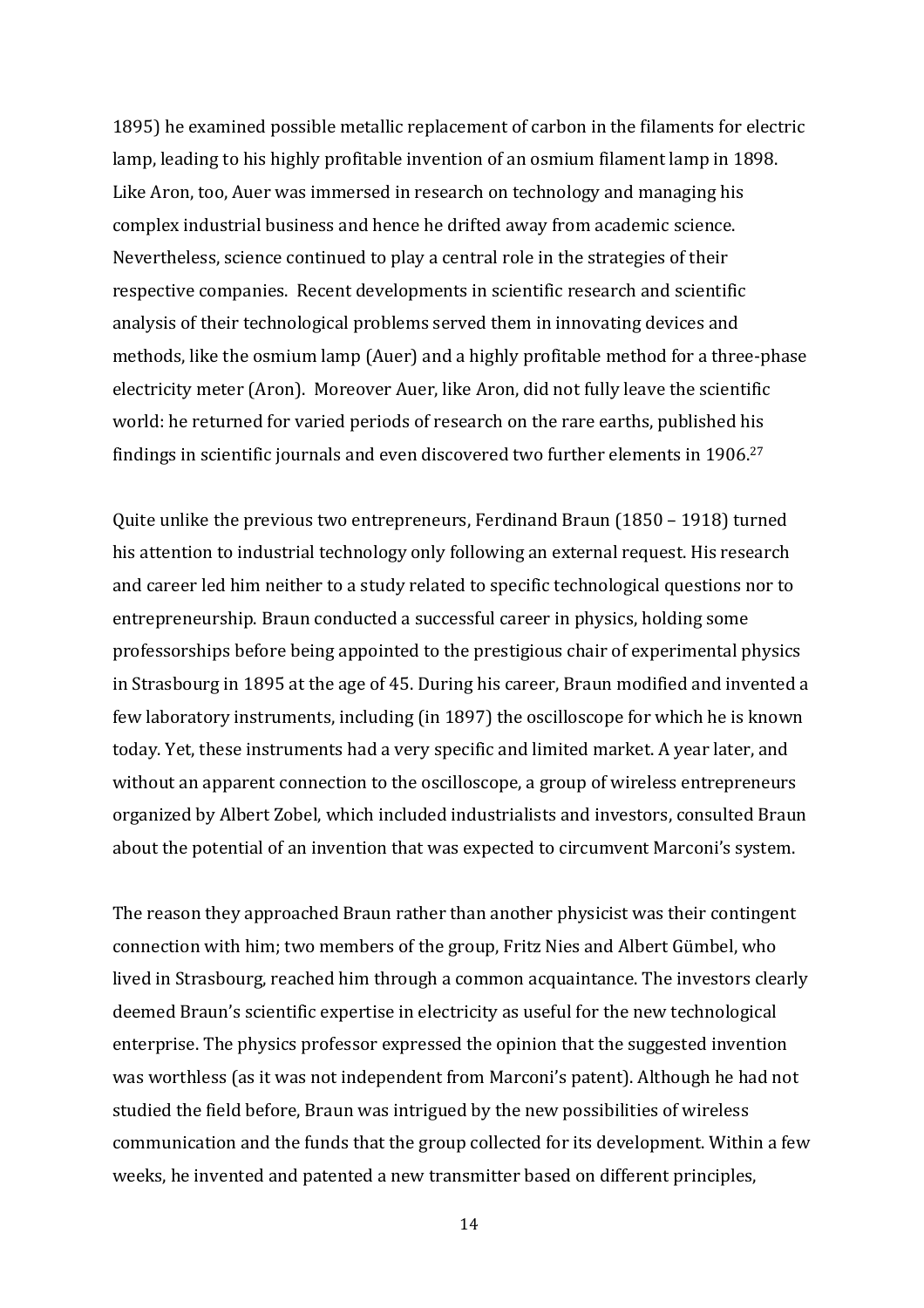1895) he examined possible metallic replacement of carbon in the filaments for electric lamp, leading to his highly profitable invention of an osmium filament lamp in 1898. Like Aron, too, Auer was immersed in research on technology and managing his complex industrial business and hence he drifted away from academic science. Nevertheless, science continued to play a central role in the strategies of their respective companies. Recent developments in scientific research and scientific analysis of their technological problems served them in innovating devices and methods, like the osmium lamp (Auer) and a highly profitable method for a three-phase electricity meter (Aron). Moreover Auer, like Aron, did not fully leave the scientific world: he returned for varied periods of research on the rare earths, published his findings in scientific journals and even discovered two further elements in 1906.[27]

Quite unlike the previous two entrepreneurs, Ferdinand Braun (1850 – 1918) turned his attention to industrial technology only following an external request. His research and career led him neither to a study related to specific technological questions nor to entrepreneurship. Braun conducted a successful career in physics, holding some professorships before being appointed to the prestigious chair of experimental physics in Strasbourg in 1895 at the age of 45. During his career, Braun modified and invented a few laboratory instruments, including (in 1897) the oscilloscope for which he is known today. Yet, these instruments had a very specific and limited market. A year later, and without an apparent connection to the oscilloscope, a group of wireless entrepreneurs organized by Albert Zobel, which included industrialists and investors, consulted Braun about the potential of an invention that was expected to circumvent Marconi's system.

The reason they approached Braun rather than another physicist was their contingent connection with him; two members of the group, Fritz Nies and Albert Gümbel, who lived in Strasbourg, reached him through a common acquaintance. The investors clearly deemed Braun's scientific expertise in electricity as useful for the new technological enterprise. The physics professor expressed the opinion that the suggested invention was worthless (as it was not independent from Marconi's patent). Although he had not studied the field before, Braun was intrigued by the new possibilities of wireless communication and the funds that the group collected for its development. Within a few weeks, he invented and patented a new transmitter based on different principles,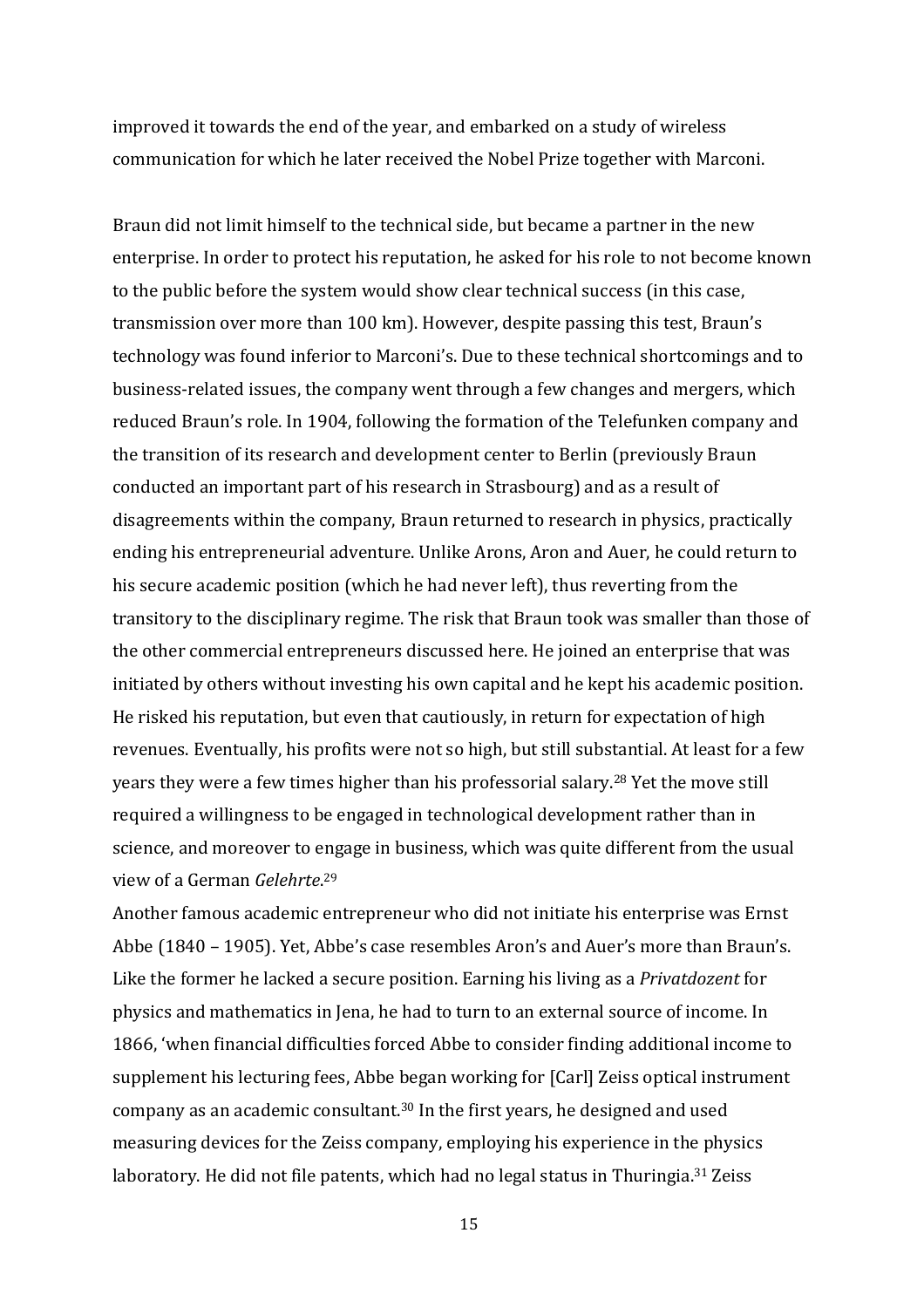improved it towards the end of the year, and embarked on a study of wireless communication for which he later received the Nobel Prize together with Marconi.

Braun did not limit himself to the technical side, but became a partner in the new enterprise. In order to protect his reputation, he asked for his role to not become known to the public before the system would show clear technical success (in this case, transmission over more than 100 km). However, despite passing this test, Braun's technology was found inferior to Marconi's. Due to these technical shortcomings and to business-related issues, the company went through a few changes and mergers, which reduced Braun's role. In 1904, following the formation of the Telefunken company and the transition of its research and development center to Berlin (previously Braun conducted an important part of his research in Strasbourg) and as a result of disagreements within the company, Braun returned to research in physics, practically ending his entrepreneurial adventure. Unlike Arons, Aron and Auer, he could return to his secure academic position (which he had never left), thus reverting from the transitory to the disciplinary regime. The risk that Braun took was smaller than those of the other commercial entrepreneurs discussed here. He joined an enterprise that was initiated by others without investing his own capital and he kept his academic position. He risked his reputation, but even that cautiously, in return for expectation of high revenues. Eventually, his profits were not so high, but still substantial. At least for a few years they were a few times higher than his professorial salary.[28] Yet the move still required a willingness to be engaged in technological development rather than in science, and moreover to engage in business, which was quite different from the usual view of a German *Gelehrte*.[29]

Another famous academic entrepreneur who did not initiate his enterprise was Ernst Abbe (1840 – 1905). Yet, Abbe's case resembles Aron's and Auer's more than Braun's. Like the former he lacked a secure position. Earning his living as a *Privatdozent* for physics and mathematics in Jena, he had to turn to an external source of income. In 1866, 'when financial difficulties forced Abbe to consider finding additional income to supplement his lecturing fees, Abbe began working for [Carl] Zeiss optical instrument company as an academic consultant.[30] In the first years, he designed and used measuring devices for the Zeiss company, employing his experience in the physics laboratory. He did not file patents, which had no legal status in Thuringia.[31] Zeiss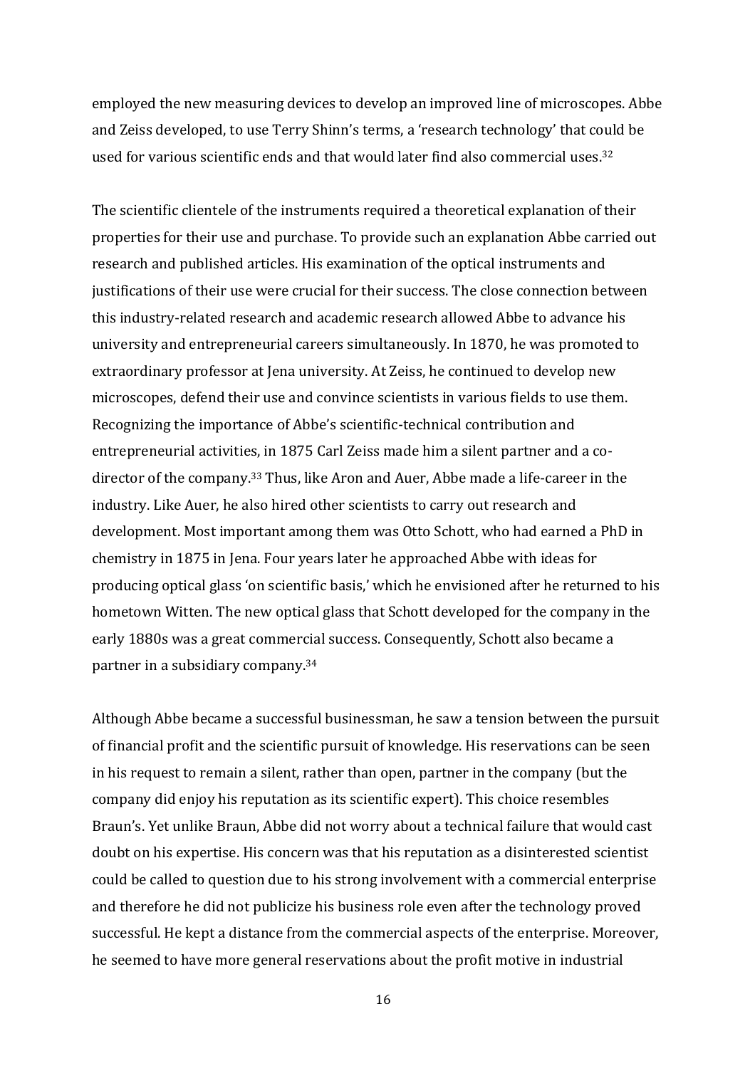employed the new measuring devices to develop an improved line of microscopes. Abbe and Zeiss developed, to use Terry Shinn's terms, a 'research technology' that could be used for various scientific ends and that would later find also commercial uses.[32]

The scientific clientele of the instruments required a theoretical explanation of their properties for their use and purchase. To provide such an explanation Abbe carried out research and published articles. His examination of the optical instruments and justifications of their use were crucial for their success. The close connection between this industry-related research and academic research allowed Abbe to advance his university and entrepreneurial careers simultaneously. In 1870, he was promoted to extraordinary professor at Jena university. At Zeiss, he continued to develop new microscopes, defend their use and convince scientists in various fields to use them. Recognizing the importance of Abbe's scientific-technical contribution and entrepreneurial activities, in 1875 Carl Zeiss made him a silent partner and a co-director of the company.[33] Thus, like Aron and Auer, Abbe made a life-career in the industry. Like Auer, he also hired other scientists to carry out research and development. Most important among them was Otto Schott, who had earned a PhD in chemistry in 1875 in Jena. Four years later he approached Abbe with ideas for producing optical glass 'on scientific basis,' which he envisioned after he returned to his hometown Witten. The new optical glass that Schott developed for the company in the early 1880s was a great commercial success. Consequently, Schott also became a partner in a subsidiary company.[34]

Although Abbe became a successful businessman, he saw a tension between the pursuit of financial profit and the scientific pursuit of knowledge. His reservations can be seen in his request to remain a silent, rather than open, partner in the company (but the company did enjoy his reputation as its scientific expert). This choice resembles Braun's. Yet unlike Braun, Abbe did not worry about a technical failure that would cast doubt on his expertise. His concern was that his reputation as a disinterested scientist could be called to question due to his strong involvement with a commercial enterprise and therefore he did not publicize his business role even after the technology proved successful. He kept a distance from the commercial aspects of the enterprise. Moreover, he seemed to have more general reservations about the profit motive in industrial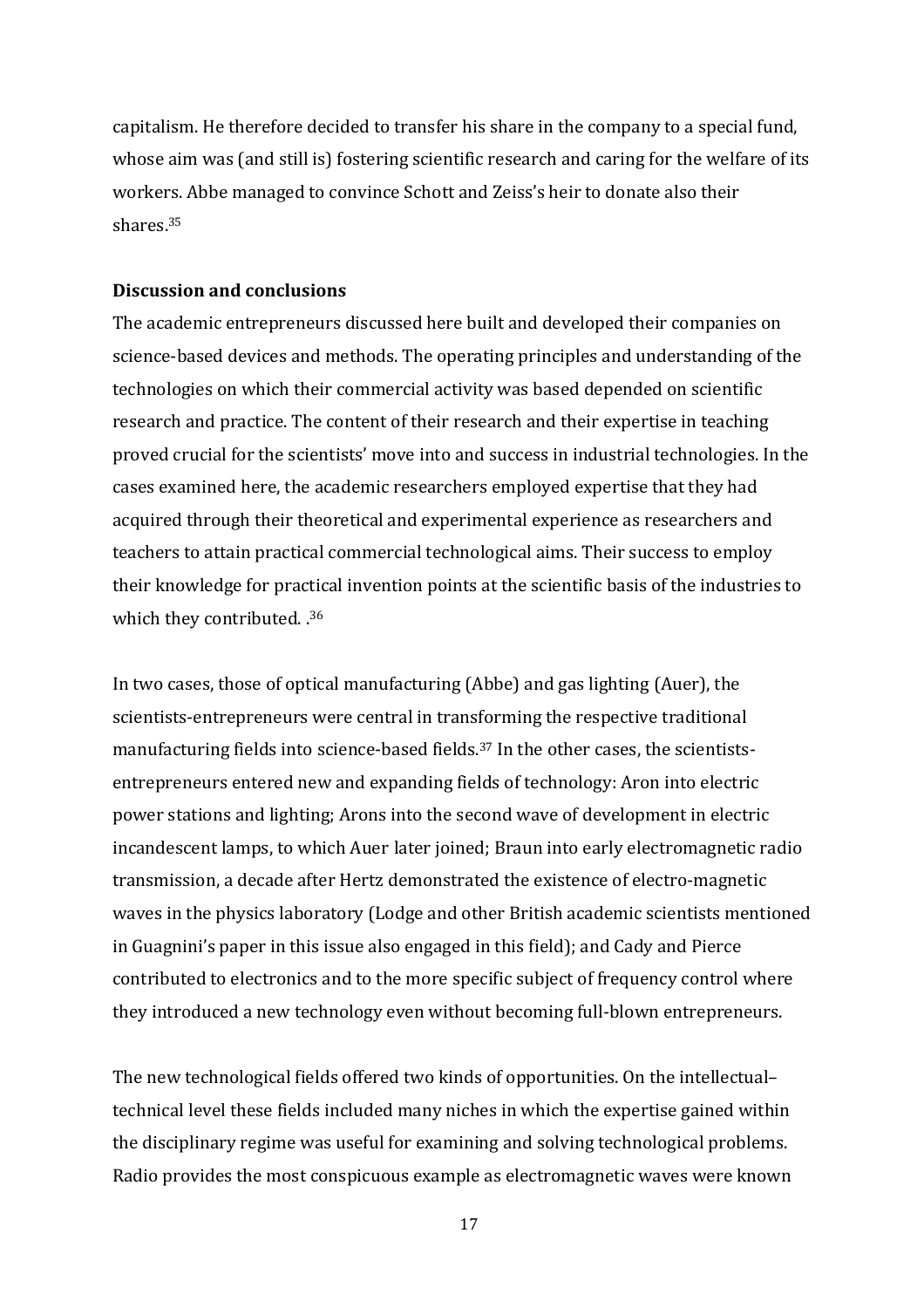capitalism. He therefore decided to transfer his share in the company to a special fund, whose aim was (and still is) fostering scientific research and caring for the welfare of its workers. Abbe managed to convince Schott and Zeiss's heir to donate also their shares.[35]

**Discussion and conclusions**

The academic entrepreneurs discussed here built and developed their companies on science-based devices and methods. The operating principles and understanding of the technologies on which their commercial activity was based depended on scientific research and practice. The content of their research and their expertise in teaching proved crucial for the scientists' move into and success in industrial technologies. In the cases examined here, the academic researchers employed expertise that they had acquired through their theoretical and experimental experience as researchers and teachers to attain practical commercial technological aims. Their success to employ their knowledge for practical invention points at the scientific basis of the industries to which they contributed. .[36]

In two cases, those of optical manufacturing (Abbe) and gas lighting (Auer), the scientists-entrepreneurs were central in transforming the respective traditional manufacturing fields into science-based fields.[37] In the other cases, the scientists-entrepreneurs entered new and expanding fields of technology: Aron into electric power stations and lighting; Arons into the second wave of development in electric incandescent lamps, to which Auer later joined; Braun into early electromagnetic radio transmission, a decade after Hertz demonstrated the existence of electro-magnetic waves in the physics laboratory (Lodge and other British academic scientists mentioned in Guagnini's paper in this issue also engaged in this field); and Cady and Pierce contributed to electronics and to the more specific subject of frequency control where they introduced a new technology even without becoming full-blown entrepreneurs.

The new technological fields offered two kinds of opportunities. On the intellectual–technical level these fields included many niches in which the expertise gained within the disciplinary regime was useful for examining and solving technological problems. Radio provides the most conspicuous example as electromagnetic waves were known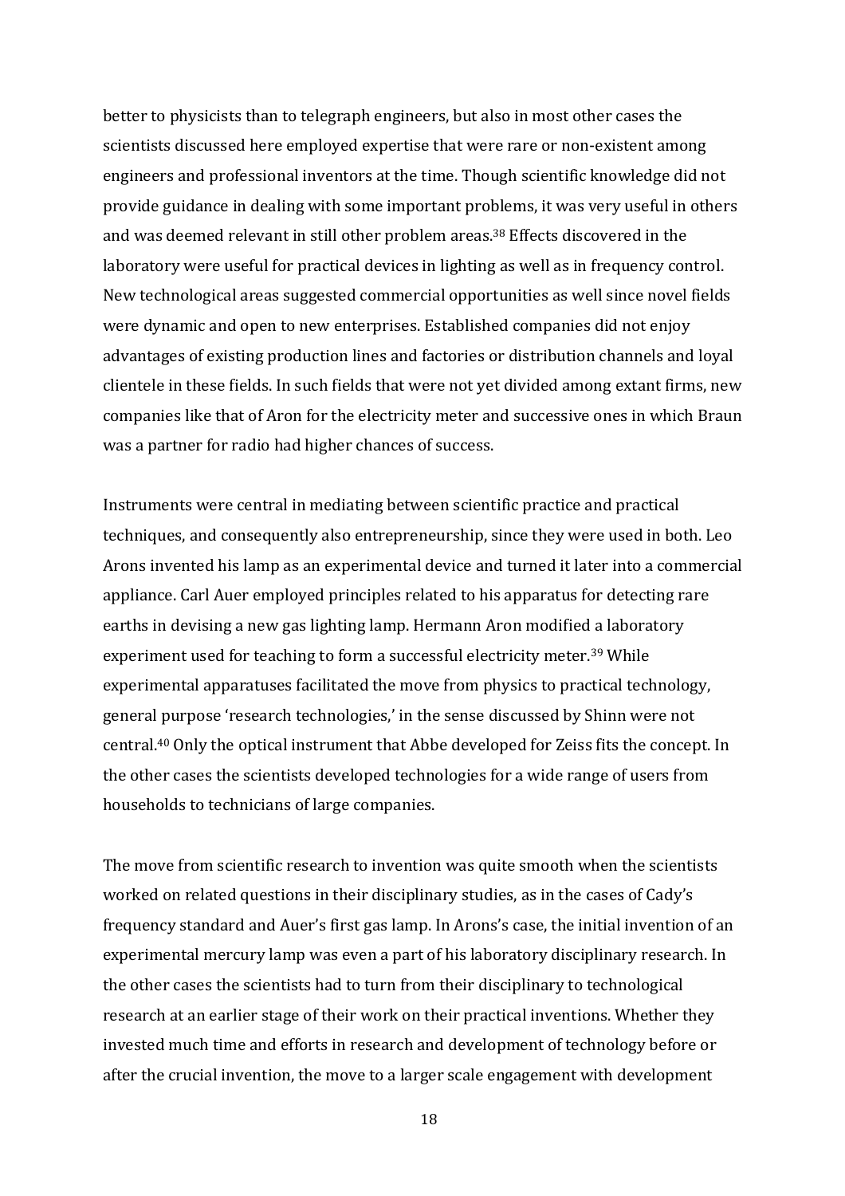better to physicists than to telegraph engineers, but also in most other cases the scientists discussed here employed expertise that were rare or non-existent among engineers and professional inventors at the time. Though scientific knowledge did not provide guidance in dealing with some important problems, it was very useful in others and was deemed relevant in still other problem areas.[38] Effects discovered in the laboratory were useful for practical devices in lighting as well as in frequency control. New technological areas suggested commercial opportunities as well since novel fields were dynamic and open to new enterprises. Established companies did not enjoy advantages of existing production lines and factories or distribution channels and loyal clientele in these fields. In such fields that were not yet divided among extant firms, new companies like that of Aron for the electricity meter and successive ones in which Braun was a partner for radio had higher chances of success.

Instruments were central in mediating between scientific practice and practical techniques, and consequently also entrepreneurship, since they were used in both. Leo Arons invented his lamp as an experimental device and turned it later into a commercial appliance. Carl Auer employed principles related to his apparatus for detecting rare earths in devising a new gas lighting lamp. Hermann Aron modified a laboratory experiment used for teaching to form a successful electricity meter.[39] While experimental apparatuses facilitated the move from physics to practical technology, general purpose 'research technologies,' in the sense discussed by Shinn were not central.[40] Only the optical instrument that Abbe developed for Zeiss fits the concept. In the other cases the scientists developed technologies for a wide range of users from households to technicians of large companies.

The move from scientific research to invention was quite smooth when the scientists worked on related questions in their disciplinary studies, as in the cases of Cady's frequency standard and Auer's first gas lamp. In Arons's case, the initial invention of an experimental mercury lamp was even a part of his laboratory disciplinary research. In the other cases the scientists had to turn from their disciplinary to technological research at an earlier stage of their work on their practical inventions. Whether they invested much time and efforts in research and development of technology before or after the crucial invention, the move to a larger scale engagement with development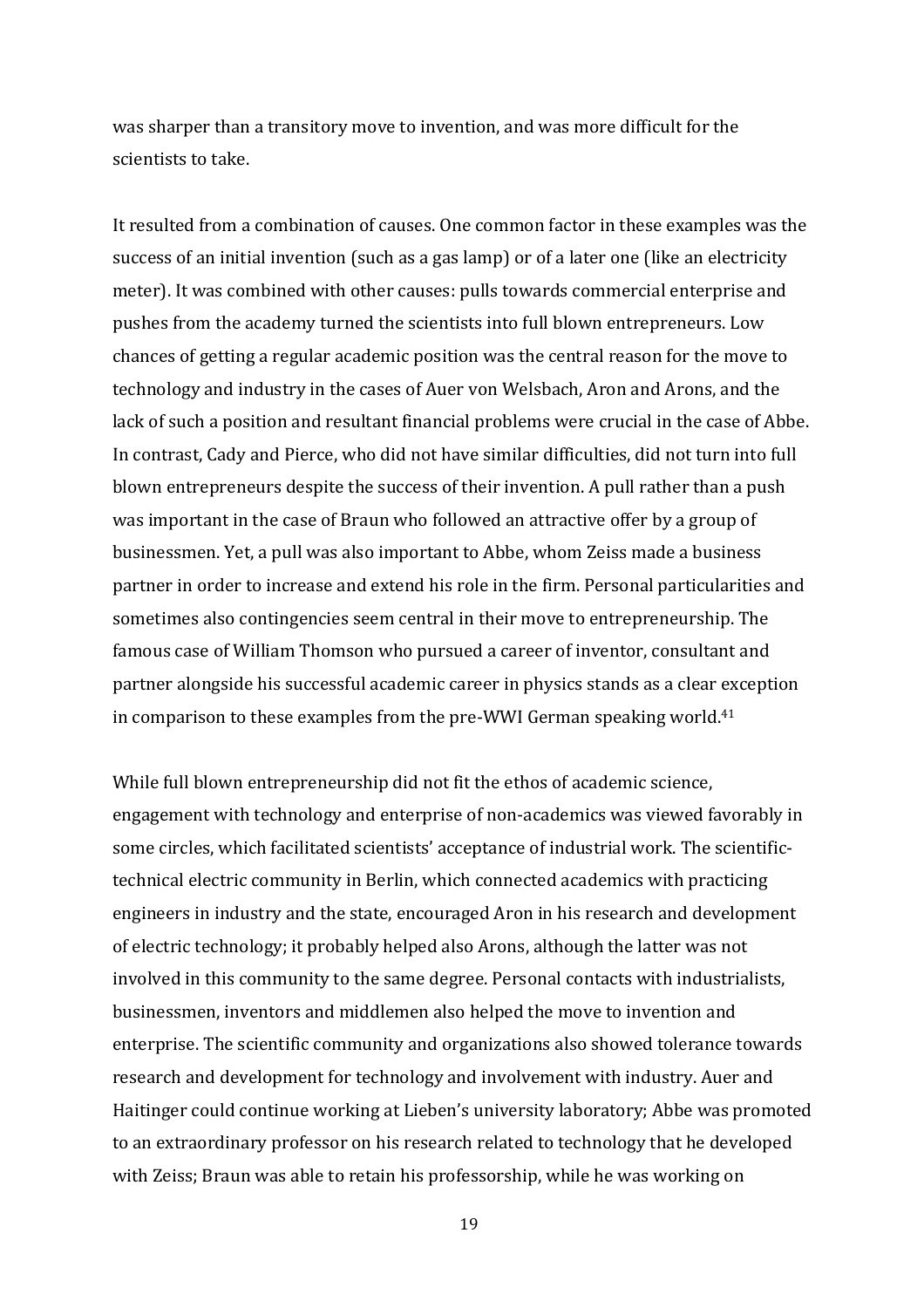was sharper than a transitory move to invention, and was more difficult for the scientists to take.

It resulted from a combination of causes. One common factor in these examples was the success of an initial invention (such as a gas lamp) or of a later one (like an electricity meter). It was combined with other causes: pulls towards commercial enterprise and pushes from the academy turned the scientists into full blown entrepreneurs. Low chances of getting a regular academic position was the central reason for the move to technology and industry in the cases of Auer von Welsbach, Aron and Arons, and the lack of such a position and resultant financial problems were crucial in the case of Abbe. In contrast, Cady and Pierce, who did not have similar difficulties, did not turn into full blown entrepreneurs despite the success of their invention. A pull rather than a push was important in the case of Braun who followed an attractive offer by a group of businessmen. Yet, a pull was also important to Abbe, whom Zeiss made a business partner in order to increase and extend his role in the firm. Personal particularities and sometimes also contingencies seem central in their move to entrepreneurship. The famous case of William Thomson who pursued a career of inventor, consultant and partner alongside his successful academic career in physics stands as a clear exception in comparison to these examples from the pre-WWI German speaking world.[41]

While full blown entrepreneurship did not fit the ethos of academic science, engagement with technology and enterprise of non-academics was viewed favorably in some circles, which facilitated scientists' acceptance of industrial work. The scientific-technical electric community in Berlin, which connected academics with practicing engineers in industry and the state, encouraged Aron in his research and development of electric technology; it probably helped also Arons, although the latter was not involved in this community to the same degree. Personal contacts with industrialists, businessmen, inventors and middlemen also helped the move to invention and enterprise. The scientific community and organizations also showed tolerance towards research and development for technology and involvement with industry. Auer and Haitinger could continue working at Lieben's university laboratory; Abbe was promoted to an extraordinary professor on his research related to technology that he developed with Zeiss; Braun was able to retain his professorship, while he was working on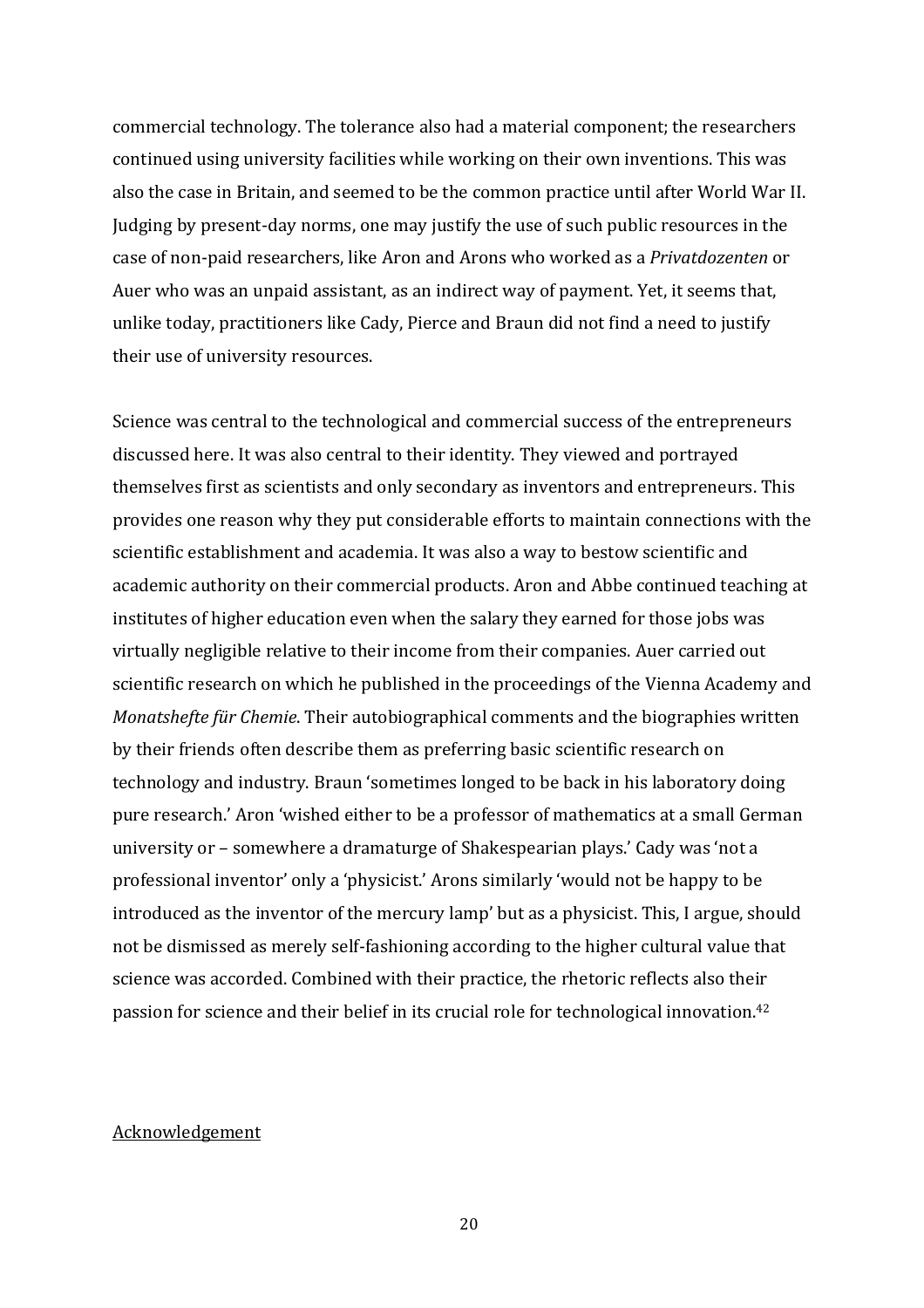commercial technology. The tolerance also had a material component; the researchers continued using university facilities while working on their own inventions. This was also the case in Britain, and seemed to be the common practice until after World War II. Judging by present-day norms, one may justify the use of such public resources in the case of non-paid researchers, like Aron and Arons who worked as a *Privatdozenten* or Auer who was an unpaid assistant, as an indirect way of payment. Yet, it seems that, unlike today, practitioners like Cady, Pierce and Braun did not find a need to justify their use of university resources.

Science was central to the technological and commercial success of the entrepreneurs discussed here. It was also central to their identity. They viewed and portrayed themselves first as scientists and only secondary as inventors and entrepreneurs. This provides one reason why they put considerable efforts to maintain connections with the scientific establishment and academia. It was also a way to bestow scientific and academic authority on their commercial products. Aron and Abbe continued teaching at institutes of higher education even when the salary they earned for those jobs was virtually negligible relative to their income from their companies. Auer carried out scientific research on which he published in the proceedings of the Vienna Academy and *Monatshefte für Chemie*. Their autobiographical comments and the biographies written by their friends often describe them as preferring basic scientific research on technology and industry. Braun 'sometimes longed to be back in his laboratory doing pure research.' Aron 'wished either to be a professor of mathematics at a small German university or – somewhere a dramaturge of Shakespearian plays.' Cady was 'not a professional inventor' only a 'physicist.' Arons similarly 'would not be happy to be introduced as the inventor of the mercury lamp' but as a physicist. This, I argue, should not be dismissed as merely self-fashioning according to the higher cultural value that science was accorded. Combined with their practice, the rhetoric reflects also their passion for science and their belief in its crucial role for technological innovation.[42]

## Acknowledgement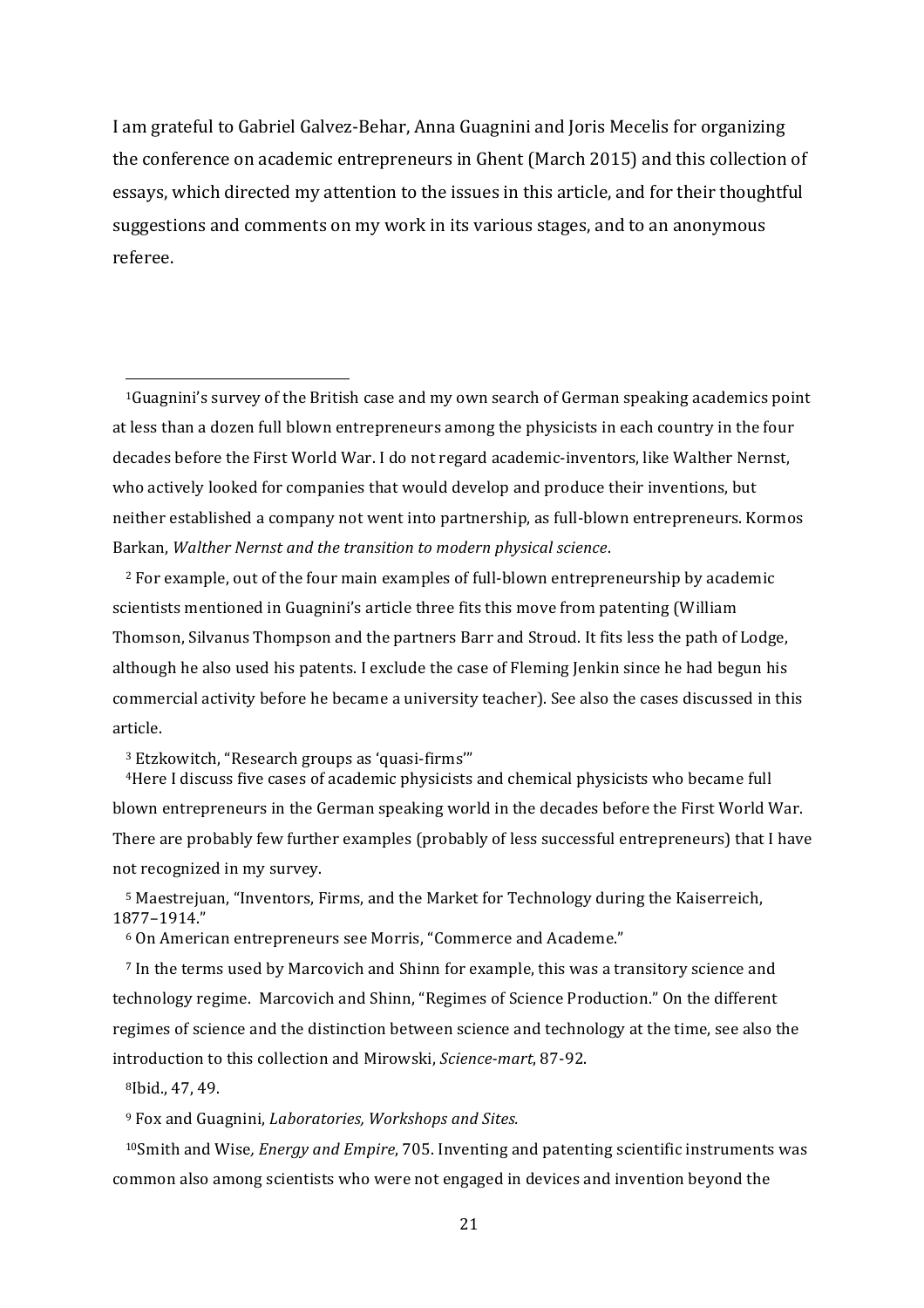I am grateful to Gabriel Galvez-Behar, Anna Guagnini and Joris Mecelis for organizing the conference on academic entrepreneurs in Ghent (March 2015) and this collection of essays, which directed my attention to the issues in this article, and for their thoughtful suggestions and comments on my work in its various stages, and to an anonymous referee.

---

[1]Guagnini's survey of the British case and my own search of German speaking academics point at less than a dozen full blown entrepreneurs among the physicists in each country in the four decades before the First World War. I do not regard academic-inventors, like Walther Nernst, who actively looked for companies that would develop and produce their inventions, but neither established a company not went into partnership, as full-blown entrepreneurs. Kormos Barkan, *Walther Nernst and the transition to modern physical science*.

[2] For example, out of the four main examples of full-blown entrepreneurship by academic scientists mentioned in Guagnini's article three fits this move from patenting (William Thomson, Silvanus Thompson and the partners Barr and Stroud. It fits less the path of Lodge, although he also used his patents. I exclude the case of Fleming Jenkin since he had begun his commercial activity before he became a university teacher). See also the cases discussed in this article.

[3] Etzkowitch, "Research groups as 'quasi-firms'"

[4]Here I discuss five cases of academic physicists and chemical physicists who became full blown entrepreneurs in the German speaking world in the decades before the First World War. There are probably few further examples (probably of less successful entrepreneurs) that I have not recognized in my survey.

[5] Maestrejuan, "Inventors, Firms, and the Market for Technology during the Kaiserreich, 1877–1914."

[6] On American entrepreneurs see Morris, "Commerce and Academe."

[7] In the terms used by Marcovich and Shinn for example, this was a transitory science and technology regime. Marcovich and Shinn, "Regimes of Science Production." On the different regimes of science and the distinction between science and technology at the time, see also the introduction to this collection and Mirowski, *Science-mart*, 87-92.

[8]Ibid., 47, 49.

[9] Fox and Guagnini, *Laboratories, Workshops and Sites.*

[10]Smith and Wise*, Energy and Empire*, 705. Inventing and patenting scientific instruments was common also among scientists who were not engaged in devices and invention beyond the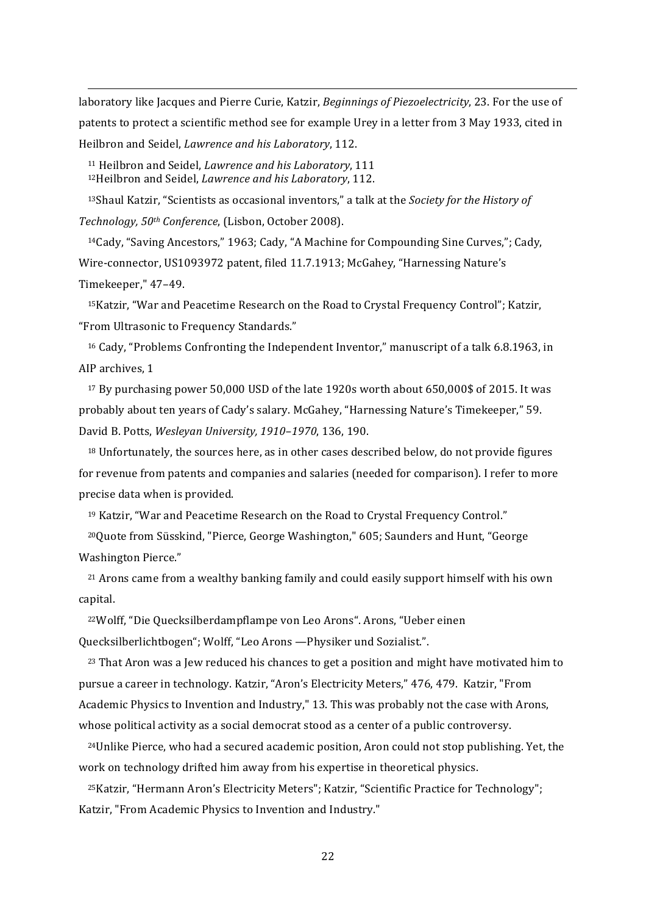laboratory like Jacques and Pierre Curie, Katzir, *Beginnings of Piezoelectricity*, 23. For the use of patents to protect a scientific method see for example Urey in a letter from 3 May 1933, cited in Heilbron and Seidel, *Lawrence and his Laboratory*, 112.

[11] Heilbron and Seidel, *Lawrence and his Laboratory*, 111

[12]Heilbron and Seidel, *Lawrence and his Laboratory*, 112.

[13]Shaul Katzir, "Scientists as occasional inventors," a talk at the *Society for the History of Technology, 50th Conference*, (Lisbon, October 2008).

[14]Cady, "Saving Ancestors," 1963; Cady, "A Machine for Compounding Sine Curves,"; Cady, Wire-connector, US1093972 patent, filed 11.7.1913; McGahey, "Harnessing Nature's Timekeeper," 47–49.

[15]Katzir, "War and Peacetime Research on the Road to Crystal Frequency Control"; Katzir, "From Ultrasonic to Frequency Standards."

[16] Cady, "Problems Confronting the Independent Inventor," manuscript of a talk 6.8.1963, in AIP archives, 1

[17] By purchasing power 50,000 USD of the late 1920s worth about 650,000$ of 2015. It was probably about ten years of Cady's salary. McGahey, "Harnessing Nature's Timekeeper," 59. David B. Potts, *Wesleyan University, 1910–1970*, 136, 190.

[18] Unfortunately, the sources here, as in other cases described below, do not provide figures for revenue from patents and companies and salaries (needed for comparison). I refer to more precise data when is provided.

[19] Katzir, "War and Peacetime Research on the Road to Crystal Frequency Control."

[20]Quote from Süsskind, "Pierce, George Washington," 605; Saunders and Hunt, "George Washington Pierce."

[21] Arons came from a wealthy banking family and could easily support himself with his own capital.

[22]Wolff, "Die Quecksilberdampflampe von Leo Arons". Arons, "Ueber einen Quecksilberlichtbogen"; Wolff, "Leo Arons —Physiker und Sozialist.".

[23] That Aron was a Jew reduced his chances to get a position and might have motivated him to pursue a career in technology. Katzir, "Aron's Electricity Meters," 476, 479. Katzir, "From Academic Physics to Invention and Industry," 13. This was probably not the case with Arons, whose political activity as a social democrat stood as a center of a public controversy.

[24]Unlike Pierce, who had a secured academic position, Aron could not stop publishing. Yet, the work on technology drifted him away from his expertise in theoretical physics.

[25]Katzir, "Hermann Aron's Electricity Meters"; Katzir, "Scientific Practice for Technology"; Katzir, "From Academic Physics to Invention and Industry."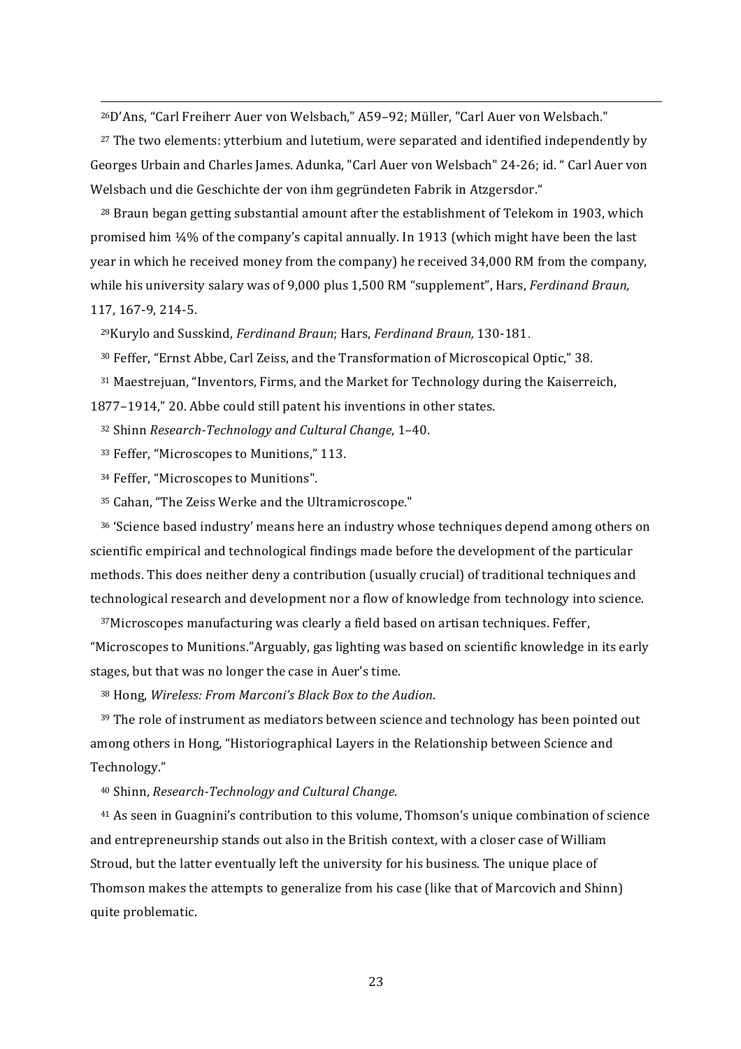[26] D'Ans, "Carl Freiherr Auer von Welsbach," A59–92; Müller, "Carl Auer von Welsbach."

[27] The two elements: ytterbium and lutetium, were separated and identified independently by Georges Urbain and Charles James. Adunka, "Carl Auer von Welsbach" 24-26; id. " Carl Auer von Welsbach und die Geschichte der von ihm gegründeten Fabrik in Atzgersdor."

[28] Braun began getting substantial amount after the establishment of Telekom in 1903, which promised him ¼% of the company's capital annually. In 1913 (which might have been the last year in which he received money from the company) he received 34,000 RM from the company, while his university salary was of 9,000 plus 1,500 RM "supplement", Hars, *Ferdinand Braun,* 117, 167-9, 214-5.

[29] Kurylo and Susskind, *Ferdinand Braun*; Hars, *Ferdinand Braun,* 130-181.

[30] Feffer, "Ernst Abbe, Carl Zeiss, and the Transformation of Microscopical Optic," 38.

[31] Maestrejuan, "Inventors, Firms, and the Market for Technology during the Kaiserreich, 1877–1914," 20. Abbe could still patent his inventions in other states.

[32] Shinn *Research-Technology and Cultural Change*, 1–40.

[33] Feffer, "Microscopes to Munitions," 113.

[34] Feffer, "Microscopes to Munitions".

[35] Cahan, "The Zeiss Werke and the Ultramicroscope."

[36] 'Science based industry' means here an industry whose techniques depend among others on scientific empirical and technological findings made before the development of the particular methods. This does neither deny a contribution (usually crucial) of traditional techniques and technological research and development nor a flow of knowledge from technology into science.

[37] Microscopes manufacturing was clearly a field based on artisan techniques. Feffer, "Microscopes to Munitions."Arguably, gas lighting was based on scientific knowledge in its early stages, but that was no longer the case in Auer's time.

[38] Hong, *Wireless: From Marconi's Black Box to the Audion*.

[39] The role of instrument as mediators between science and technology has been pointed out among others in Hong, "Historiographical Layers in the Relationship between Science and Technology."

[40] Shinn, *Research-Technology and Cultural Change*.

[41] As seen in Guagnini's contribution to this volume, Thomson's unique combination of science and entrepreneurship stands out also in the British context, with a closer case of William Stroud, but the latter eventually left the university for his business. The unique place of Thomson makes the attempts to generalize from his case (like that of Marcovich and Shinn) quite problematic.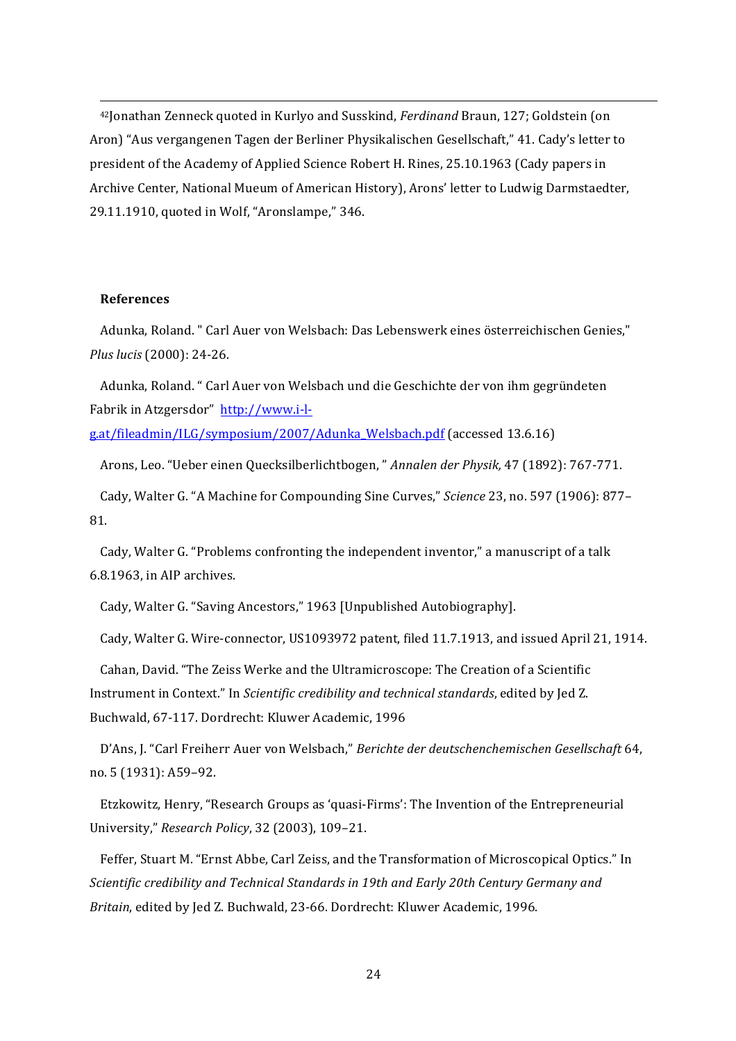[42]Jonathan Zenneck quoted in Kurlyo and Susskind, *Ferdinand* Braun, 127; Goldstein (on Aron) "Aus vergangenen Tagen der Berliner Physikalischen Gesellschaft," 41. Cady's letter to president of the Academy of Applied Science Robert H. Rines, 25.10.1963 (Cady papers in Archive Center, National Mueum of American History), Arons' letter to Ludwig Darmstaedter, 29.11.1910, quoted in Wolf, "Aronslampe," 346.

**References**

Adunka, Roland. " Carl Auer von Welsbach: Das Lebenswerk eines österreichischen Genies," *Plus lucis* (2000): 24-26.

Adunka, Roland. " Carl Auer von Welsbach und die Geschichte der von ihm gegründeten Fabrik in Atzgersdor" [http://www.i-l-g.at/fileadmin/ILG/symposium/2007/Adunka_Welsbach.pdf](http://www.i-l-g.at/fileadmin/ILG/symposium/2007/Adunka_Welsbach.pdf) (accessed 13.6.16)

Arons, Leo. "Ueber einen Quecksilberlichtbogen, " *Annalen der Physik,* 47 (1892): 767-771.

Cady, Walter G. "A Machine for Compounding Sine Curves," *Science* 23, no. 597 (1906): 877–81.

Cady, Walter G. "Problems confronting the independent inventor," a manuscript of a talk 6.8.1963, in AIP archives.

Cady, Walter G. "Saving Ancestors," 1963 [Unpublished Autobiography].

Cady, Walter G. Wire-connector, US1093972 patent, filed 11.7.1913, and issued April 21, 1914.

Cahan, David. "The Zeiss Werke and the Ultramicroscope: The Creation of a Scientific Instrument in Context." In *Scientific credibility and technical standards*, edited by Jed Z. Buchwald, 67-117. Dordrecht: Kluwer Academic, 1996

D'Ans, J. "Carl Freiherr Auer von Welsbach," *Berichte der deutschenchemischen Gesellschaft* 64, no. 5 (1931): A59–92.

Etzkowitz, Henry, "Research Groups as 'quasi-Firms': The Invention of the Entrepreneurial University," *Research Policy*, 32 (2003), 109–21.

Feffer, Stuart M. "Ernst Abbe, Carl Zeiss, and the Transformation of Microscopical Optics." In *Scientific credibility and Technical Standards in 19th and Early 20th Century Germany and Britain*, edited by Jed Z. Buchwald, 23-66. Dordrecht: Kluwer Academic, 1996.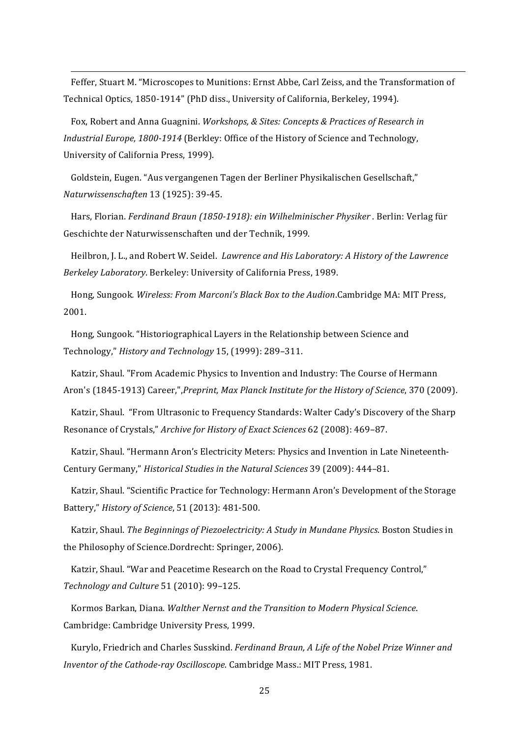Feffer, Stuart M. “Microscopes to Munitions: Ernst Abbe, Carl Zeiss, and the Transformation of Technical Optics, 1850-1914” (PhD diss., University of California, Berkeley, 1994).

Fox, Robert and Anna Guagnini. *Workshops, & Sites: Concepts & Practices of Research in Industrial Europe, 1800-1914* (Berkley: Office of the History of Science and Technology, University of California Press, 1999).

Goldstein, Eugen. “Aus vergangenen Tagen der Berliner Physikalischen Gesellschaft,” *Naturwissenschaften* 13 (1925): 39-45.

Hars, Florian. *Ferdinand Braun (1850-1918): ein Wilhelminischer Physiker* . Berlin: Verlag für Geschichte der Naturwissenschaften und der Technik, 1999.

Heilbron, J. L., and Robert W. Seidel. *Lawrence and His Laboratory: A History of the Lawrence Berkeley Laboratory*. Berkeley: University of California Press, 1989.

Hong, Sungook. *Wireless: From Marconi's Black Box to the Audion*.Cambridge MA: MIT Press, 2001.

Hong, Sungook. “Historiographical Layers in the Relationship between Science and Technology,” *History and Technology* 15, (1999): 289–311.

Katzir, Shaul. "From Academic Physics to Invention and Industry: The Course of Hermann Aron's (1845-1913) Career,",*Preprint, Max Planck Institute for the History of Science*, 370 (2009).

Katzir, Shaul. “From Ultrasonic to Frequency Standards: Walter Cady's Discovery of the Sharp Resonance of Crystals,” *Archive for History of Exact Sciences* 62 (2008): 469–87.

Katzir, Shaul. “Hermann Aron's Electricity Meters: Physics and Invention in Late Nineteenth-Century Germany,” *Historical Studies in the Natural Sciences* 39 (2009): 444–81.

Katzir, Shaul. “Scientific Practice for Technology: Hermann Aron's Development of the Storage Battery,” *History of Science*, 51 (2013): 481-500.

Katzir, Shaul. *The Beginnings of Piezoelectricity: A Study in Mundane Physics.* Boston Studies in the Philosophy of Science.Dordrecht: Springer, 2006).

Katzir, Shaul. “War and Peacetime Research on the Road to Crystal Frequency Control,” *Technology and Culture* 51 (2010): 99–125.

Kormos Barkan, Diana. *Walther Nernst and the Transition to Modern Physical Science*. Cambridge: Cambridge University Press, 1999.

Kurylo, Friedrich and Charles Susskind. *Ferdinand Braun, A Life of the Nobel Prize Winner and Inventor of the Cathode-ray Oscilloscope*. Cambridge Mass.: MIT Press, 1981.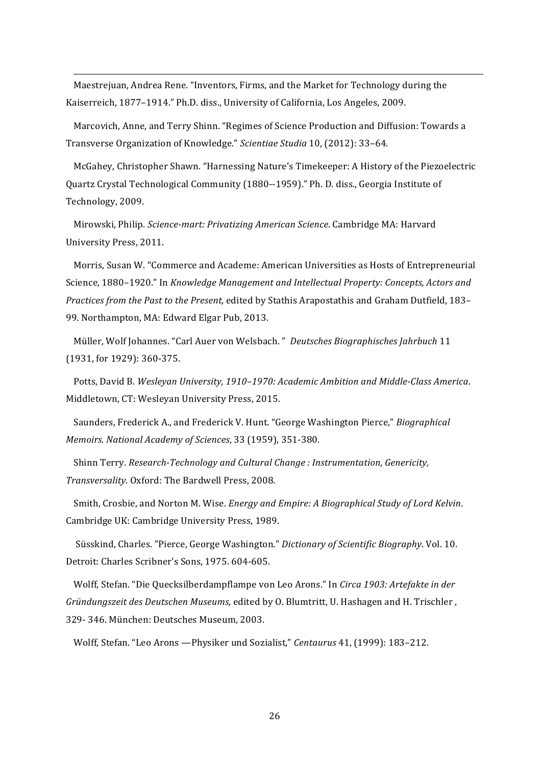Maestrejuan, Andrea Rene. “Inventors, Firms, and the Market for Technology during the Kaiserreich, 1877–1914.” Ph.D. diss., University of California, Los Angeles, 2009.

Marcovich, Anne, and Terry Shinn. “Regimes of Science Production and Diffusion: Towards a Transverse Organization of Knowledge.” *Scientiae Studia* 10, (2012): 33–64.

McGahey, Christopher Shawn. “Harnessing Nature’s Timekeeper: A History of the Piezoelectric Quartz Crystal Technological Community (1880--1959).” Ph. D. diss., Georgia Institute of Technology, 2009.

Mirowski, Philip. *Science-mart: Privatizing American Science*. Cambridge MA: Harvard University Press, 2011.

Morris, Susan W. “Commerce and Academe: American Universities as Hosts of Entrepreneurial Science, 1880–1920.” In *Knowledge Management and Intellectual Property: Concepts, Actors and Practices from the Past to the Present*, edited by Stathis Arapostathis and Graham Dutfield, 183–99. Northampton, MA: Edward Elgar Pub, 2013.

Müller, Wolf Johannes. “Carl Auer von Welsbach. ” *Deutsches Biographisches Jahrbuch* 11 (1931, for 1929): 360-375.

Potts, David B. *Wesleyan University, 1910–1970: Academic Ambition and Middle-Class America*. Middletown, CT: Wesleyan University Press, 2015.

Saunders, Frederick A., and Frederick V. Hunt. “George Washington Pierce,” *Biographical Memoirs. National Academy of Sciences*, 33 (1959), 351-380.

Shinn Terry. *Research-Technology and Cultural Change : Instrumentation, Genericity, Transversality*. Oxford: The Bardwell Press, 2008.

Smith, Crosbie, and Norton M. Wise. *Energy and Empire: A Biographical Study of Lord Kelvin*. Cambridge UK: Cambridge University Press, 1989.

Süsskind, Charles. "Pierce, George Washington." *Dictionary of Scientific Biography*. Vol. 10. Detroit: Charles Scribner's Sons, 1975. 604-605.

Wolff, Stefan. “Die Quecksilberdampflampe von Leo Arons.” In *Circa 1903: Artefakte in der Gründungszeit des Deutschen Museums*, edited by O. Blumtritt, U. Hashagen and H. Trischler , 329- 346. München: Deutsches Museum, 2003.

Wolff, Stefan. “Leo Arons —Physiker und Sozialist,” *Centaurus* 41, (1999): 183–212.